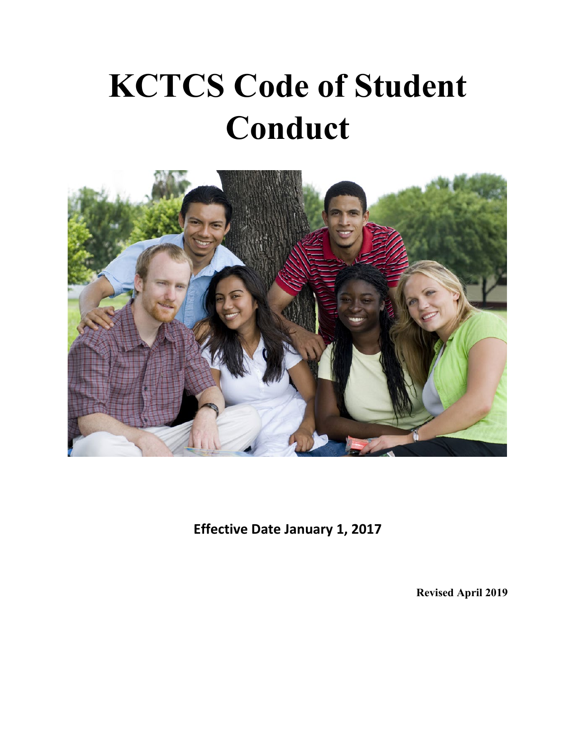# KCTCS Code of Student Conduct

**Effective Date January 1, 2017**

**Revised April 2019**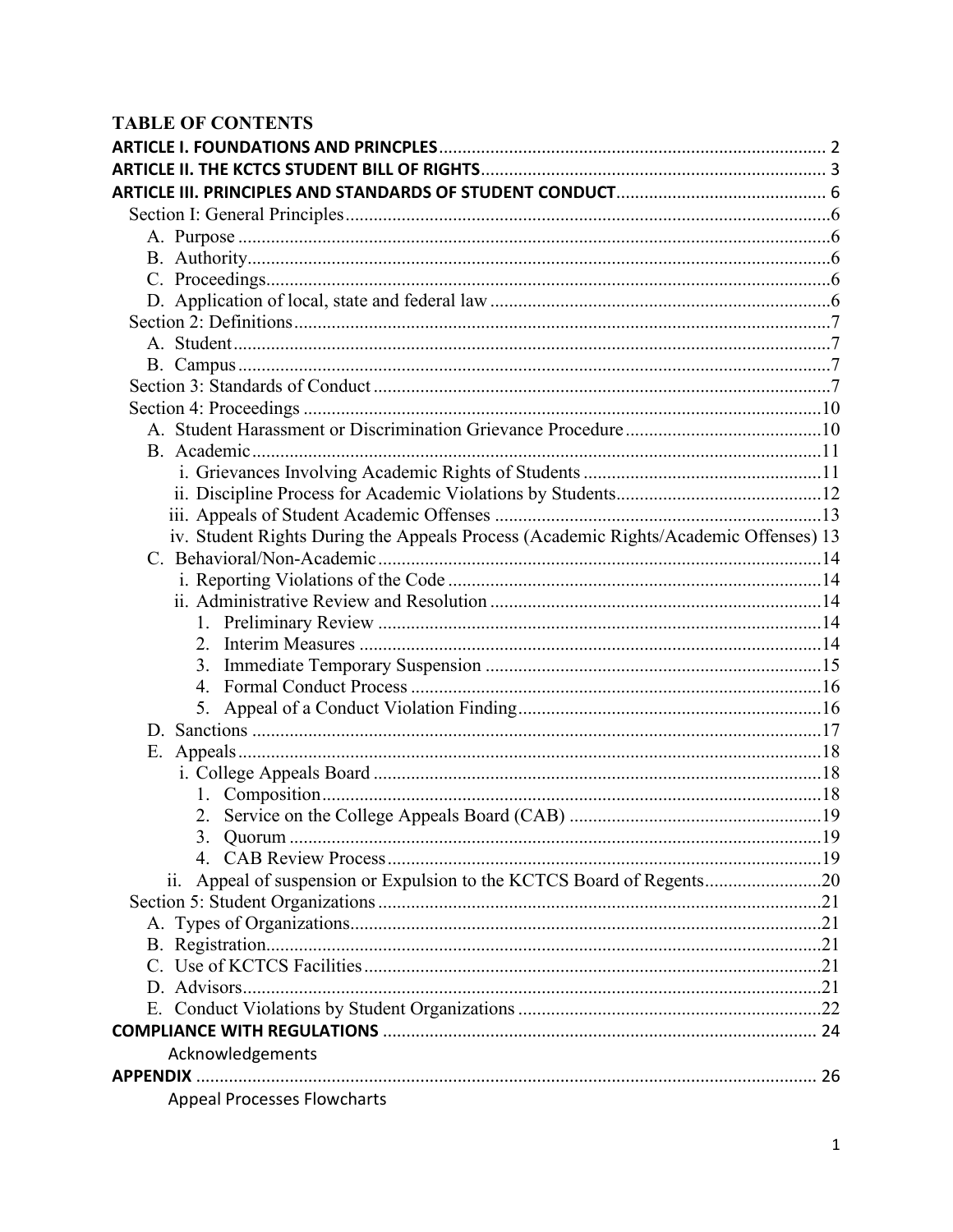# TABLE OF CONTENTS

**ARTICLE I. FOUNDATIONS AND PRINCPLES** .......... 2

**ARTICLE II. THE KCTCS STUDENT BILL OF RIGHTS** .......... 3

**ARTICLE III. PRINCIPLES AND STANDARDS OF STUDENT CONDUCT** .......... 6

- Section I: General Principles .......... 6
  - A. Purpose .......... 6
  - B. Authority .......... 6
  - C. Proceedings .......... 6
  - D. Application of local, state and federal law .......... 6
- Section 2: Definitions .......... 7
  - A. Student .......... 7
  - B. Campus .......... 7
- Section 3: Standards of Conduct .......... 7
- Section 4: Proceedings .......... 10
  - A. Student Harassment or Discrimination Grievance Procedure .......... 10
  - B. Academic .......... 11
    - i. Grievances Involving Academic Rights of Students .......... 11
    - ii. Discipline Process for Academic Violations by Students .......... 12
    - iii. Appeals of Student Academic Offenses .......... 13
    - iv. Student Rights During the Appeals Process (Academic Rights/Academic Offenses) 13
  - C. Behavioral/Non-Academic .......... 14
    - i. Reporting Violations of the Code .......... 14
    - ii. Administrative Review and Resolution .......... 14
      1. Preliminary Review .......... 14
      2. Interim Measures .......... 14
      3. Immediate Temporary Suspension .......... 15
      4. Formal Conduct Process .......... 16
      5. Appeal of a Conduct Violation Finding .......... 16
  - D. Sanctions .......... 17
  - E. Appeals .......... 18
    - i. College Appeals Board .......... 18
      1. Composition .......... 18
      2. Service on the College Appeals Board (CAB) .......... 19
      3. Quorum .......... 19
      4. CAB Review Process .......... 19
    - ii. Appeal of suspension or Expulsion to the KCTCS Board of Regents .......... 20
- Section 5: Student Organizations .......... 21
  - A. Types of Organizations .......... 21
  - B. Registration .......... 21
  - C. Use of KCTCS Facilities .......... 21
  - D. Advisors .......... 21
  - E. Conduct Violations by Student Organizations .......... 22

**COMPLIANCE WITH REGULATIONS** .......... 24

- Acknowledgements

**APPENDIX** .......... 26

- Appeal Processes Flowcharts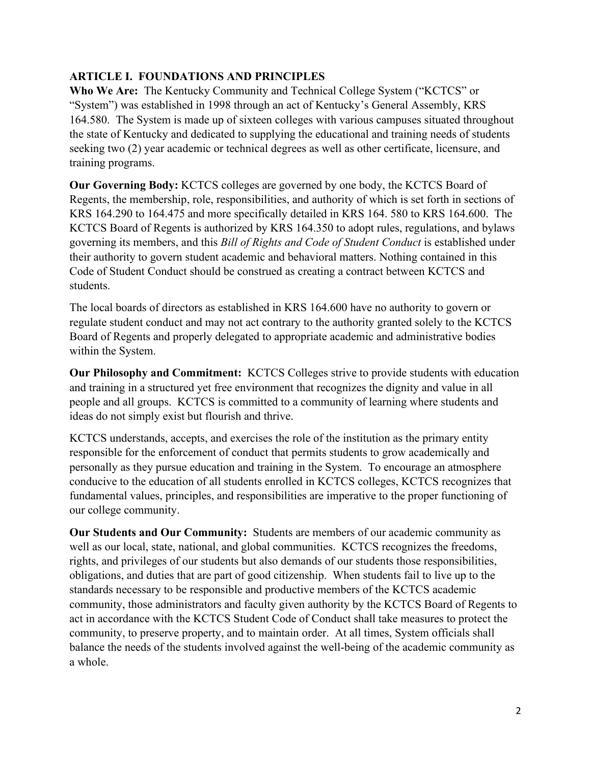## ARTICLE I. FOUNDATIONS AND PRINCIPLES

**Who We Are:** The Kentucky Community and Technical College System ("KCTCS" or "System") was established in 1998 through an act of Kentucky's General Assembly, KRS 164.580. The System is made up of sixteen colleges with various campuses situated throughout the state of Kentucky and dedicated to supplying the educational and training needs of students seeking two (2) year academic or technical degrees as well as other certificate, licensure, and training programs.

**Our Governing Body:** KCTCS colleges are governed by one body, the KCTCS Board of Regents, the membership, role, responsibilities, and authority of which is set forth in sections of KRS 164.290 to 164.475 and more specifically detailed in KRS 164. 580 to KRS 164.600. The KCTCS Board of Regents is authorized by KRS 164.350 to adopt rules, regulations, and bylaws governing its members, and this *Bill of Rights and Code of Student Conduct* is established under their authority to govern student academic and behavioral matters. Nothing contained in this Code of Student Conduct should be construed as creating a contract between KCTCS and students.

The local boards of directors as established in KRS 164.600 have no authority to govern or regulate student conduct and may not act contrary to the authority granted solely to the KCTCS Board of Regents and properly delegated to appropriate academic and administrative bodies within the System.

**Our Philosophy and Commitment:** KCTCS Colleges strive to provide students with education and training in a structured yet free environment that recognizes the dignity and value in all people and all groups. KCTCS is committed to a community of learning where students and ideas do not simply exist but flourish and thrive.

KCTCS understands, accepts, and exercises the role of the institution as the primary entity responsible for the enforcement of conduct that permits students to grow academically and personally as they pursue education and training in the System. To encourage an atmosphere conducive to the education of all students enrolled in KCTCS colleges, KCTCS recognizes that fundamental values, principles, and responsibilities are imperative to the proper functioning of our college community.

**Our Students and Our Community:** Students are members of our academic community as well as our local, state, national, and global communities. KCTCS recognizes the freedoms, rights, and privileges of our students but also demands of our students those responsibilities, obligations, and duties that are part of good citizenship. When students fail to live up to the standards necessary to be responsible and productive members of the KCTCS academic community, those administrators and faculty given authority by the KCTCS Board of Regents to act in accordance with the KCTCS Student Code of Conduct shall take measures to protect the community, to preserve property, and to maintain order. At all times, System officials shall balance the needs of the students involved against the well-being of the academic community as a whole.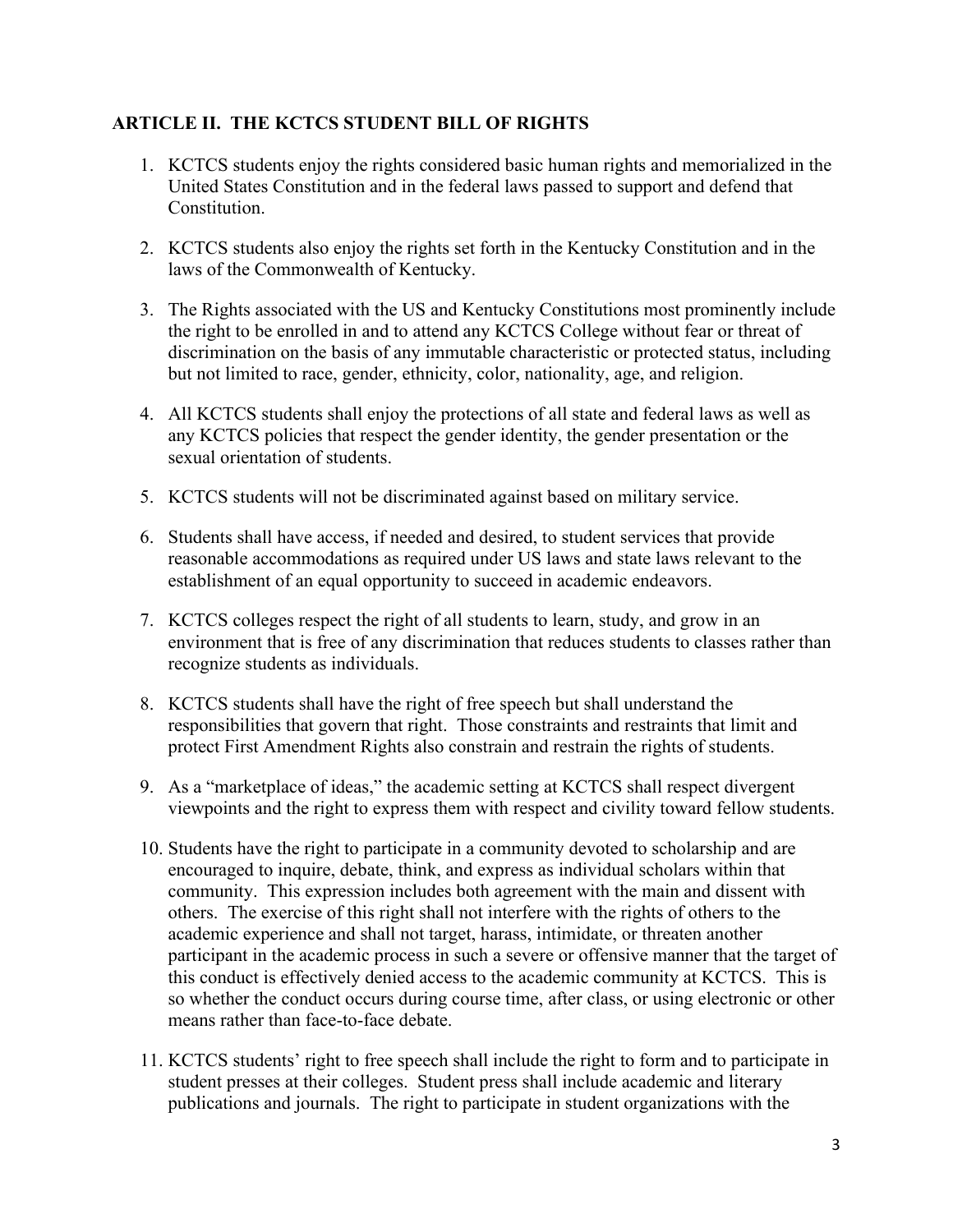## ARTICLE II. THE KCTCS STUDENT BILL OF RIGHTS

1. KCTCS students enjoy the rights considered basic human rights and memorialized in the United States Constitution and in the federal laws passed to support and defend that Constitution.

2. KCTCS students also enjoy the rights set forth in the Kentucky Constitution and in the laws of the Commonwealth of Kentucky.

3. The Rights associated with the US and Kentucky Constitutions most prominently include the right to be enrolled in and to attend any KCTCS College without fear or threat of discrimination on the basis of any immutable characteristic or protected status, including but not limited to race, gender, ethnicity, color, nationality, age, and religion.

4. All KCTCS students shall enjoy the protections of all state and federal laws as well as any KCTCS policies that respect the gender identity, the gender presentation or the sexual orientation of students.

5. KCTCS students will not be discriminated against based on military service.

6. Students shall have access, if needed and desired, to student services that provide reasonable accommodations as required under US laws and state laws relevant to the establishment of an equal opportunity to succeed in academic endeavors.

7. KCTCS colleges respect the right of all students to learn, study, and grow in an environment that is free of any discrimination that reduces students to classes rather than recognize students as individuals.

8. KCTCS students shall have the right of free speech but shall understand the responsibilities that govern that right. Those constraints and restraints that limit and protect First Amendment Rights also constrain and restrain the rights of students.

9. As a "marketplace of ideas," the academic setting at KCTCS shall respect divergent viewpoints and the right to express them with respect and civility toward fellow students.

10. Students have the right to participate in a community devoted to scholarship and are encouraged to inquire, debate, think, and express as individual scholars within that community. This expression includes both agreement with the main and dissent with others. The exercise of this right shall not interfere with the rights of others to the academic experience and shall not target, harass, intimidate, or threaten another participant in the academic process in such a severe or offensive manner that the target of this conduct is effectively denied access to the academic community at KCTCS. This is so whether the conduct occurs during course time, after class, or using electronic or other means rather than face-to-face debate.

11. KCTCS students' right to free speech shall include the right to form and to participate in student presses at their colleges. Student press shall include academic and literary publications and journals. The right to participate in student organizations with the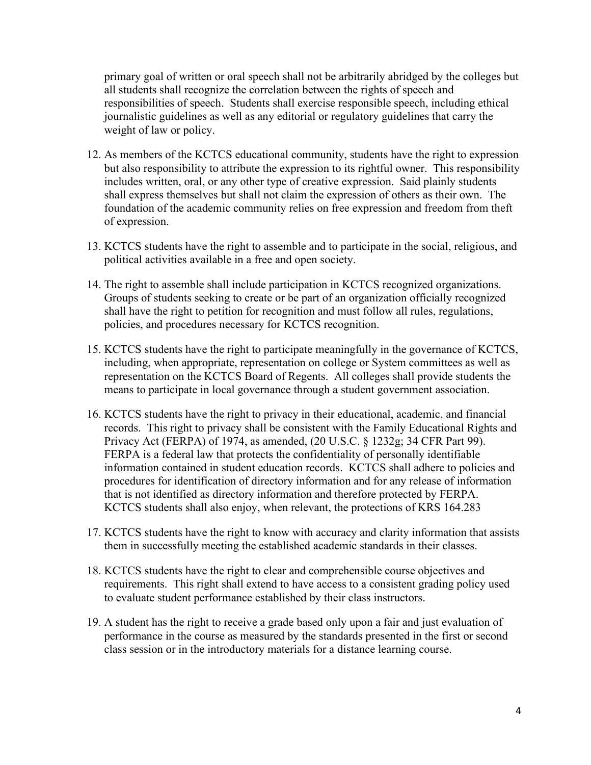primary goal of written or oral speech shall not be arbitrarily abridged by the colleges but all students shall recognize the correlation between the rights of speech and responsibilities of speech. Students shall exercise responsible speech, including ethical journalistic guidelines as well as any editorial or regulatory guidelines that carry the weight of law or policy.

12. As members of the KCTCS educational community, students have the right to expression but also responsibility to attribute the expression to its rightful owner. This responsibility includes written, oral, or any other type of creative expression. Said plainly students shall express themselves but shall not claim the expression of others as their own. The foundation of the academic community relies on free expression and freedom from theft of expression.

13. KCTCS students have the right to assemble and to participate in the social, religious, and political activities available in a free and open society.

14. The right to assemble shall include participation in KCTCS recognized organizations. Groups of students seeking to create or be part of an organization officially recognized shall have the right to petition for recognition and must follow all rules, regulations, policies, and procedures necessary for KCTCS recognition.

15. KCTCS students have the right to participate meaningfully in the governance of KCTCS, including, when appropriate, representation on college or System committees as well as representation on the KCTCS Board of Regents. All colleges shall provide students the means to participate in local governance through a student government association.

16. KCTCS students have the right to privacy in their educational, academic, and financial records. This right to privacy shall be consistent with the Family Educational Rights and Privacy Act (FERPA) of 1974, as amended, (20 U.S.C. § 1232g; 34 CFR Part 99). FERPA is a federal law that protects the confidentiality of personally identifiable information contained in student education records. KCTCS shall adhere to policies and procedures for identification of directory information and for any release of information that is not identified as directory information and therefore protected by FERPA. KCTCS students shall also enjoy, when relevant, the protections of KRS 164.283

17. KCTCS students have the right to know with accuracy and clarity information that assists them in successfully meeting the established academic standards in their classes.

18. KCTCS students have the right to clear and comprehensible course objectives and requirements. This right shall extend to have access to a consistent grading policy used to evaluate student performance established by their class instructors.

19. A student has the right to receive a grade based only upon a fair and just evaluation of performance in the course as measured by the standards presented in the first or second class session or in the introductory materials for a distance learning course.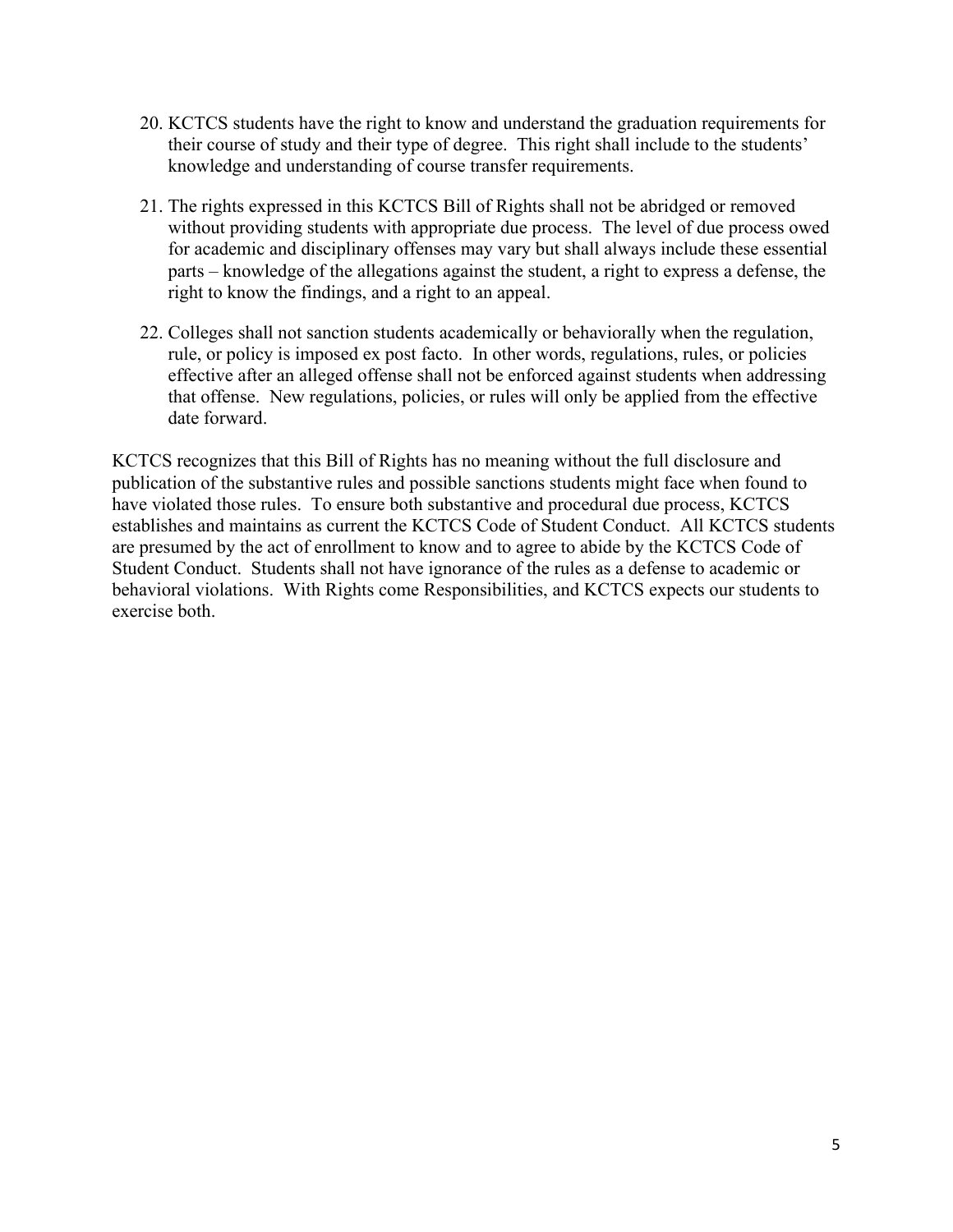20. KCTCS students have the right to know and understand the graduation requirements for their course of study and their type of degree. This right shall include to the students' knowledge and understanding of course transfer requirements.

21. The rights expressed in this KCTCS Bill of Rights shall not be abridged or removed without providing students with appropriate due process. The level of due process owed for academic and disciplinary offenses may vary but shall always include these essential parts – knowledge of the allegations against the student, a right to express a defense, the right to know the findings, and a right to an appeal.

22. Colleges shall not sanction students academically or behaviorally when the regulation, rule, or policy is imposed ex post facto. In other words, regulations, rules, or policies effective after an alleged offense shall not be enforced against students when addressing that offense. New regulations, policies, or rules will only be applied from the effective date forward.

KCTCS recognizes that this Bill of Rights has no meaning without the full disclosure and publication of the substantive rules and possible sanctions students might face when found to have violated those rules. To ensure both substantive and procedural due process, KCTCS establishes and maintains as current the KCTCS Code of Student Conduct. All KCTCS students are presumed by the act of enrollment to know and to agree to abide by the KCTCS Code of Student Conduct. Students shall not have ignorance of the rules as a defense to academic or behavioral violations. With Rights come Responsibilities, and KCTCS expects our students to exercise both.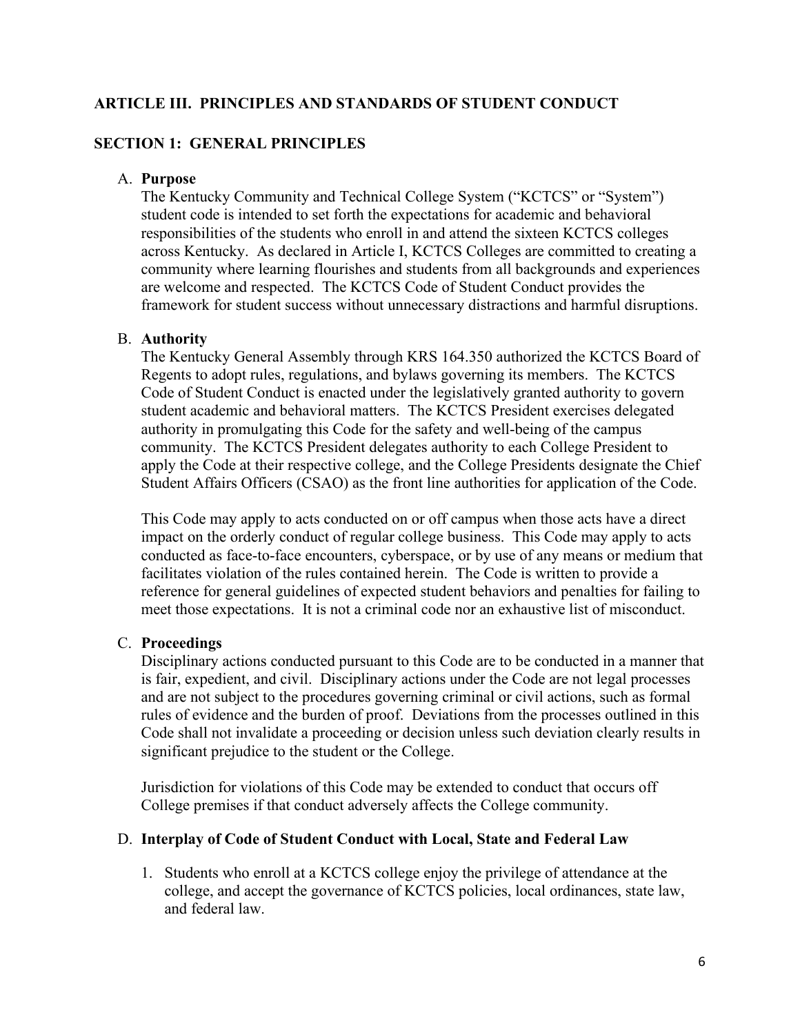## ARTICLE III. PRINCIPLES AND STANDARDS OF STUDENT CONDUCT

### SECTION 1: GENERAL PRINCIPLES

A. **Purpose**

The Kentucky Community and Technical College System ("KCTCS" or "System") student code is intended to set forth the expectations for academic and behavioral responsibilities of the students who enroll in and attend the sixteen KCTCS colleges across Kentucky. As declared in Article I, KCTCS Colleges are committed to creating a community where learning flourishes and students from all backgrounds and experiences are welcome and respected. The KCTCS Code of Student Conduct provides the framework for student success without unnecessary distractions and harmful disruptions.

B. **Authority**

The Kentucky General Assembly through KRS 164.350 authorized the KCTCS Board of Regents to adopt rules, regulations, and bylaws governing its members. The KCTCS Code of Student Conduct is enacted under the legislatively granted authority to govern student academic and behavioral matters. The KCTCS President exercises delegated authority in promulgating this Code for the safety and well-being of the campus community. The KCTCS President delegates authority to each College President to apply the Code at their respective college, and the College Presidents designate the Chief Student Affairs Officers (CSAO) as the front line authorities for application of the Code.

This Code may apply to acts conducted on or off campus when those acts have a direct impact on the orderly conduct of regular college business. This Code may apply to acts conducted as face-to-face encounters, cyberspace, or by use of any means or medium that facilitates violation of the rules contained herein. The Code is written to provide a reference for general guidelines of expected student behaviors and penalties for failing to meet those expectations. It is not a criminal code nor an exhaustive list of misconduct.

C. **Proceedings**

Disciplinary actions conducted pursuant to this Code are to be conducted in a manner that is fair, expedient, and civil. Disciplinary actions under the Code are not legal processes and are not subject to the procedures governing criminal or civil actions, such as formal rules of evidence and the burden of proof. Deviations from the processes outlined in this Code shall not invalidate a proceeding or decision unless such deviation clearly results in significant prejudice to the student or the College.

Jurisdiction for violations of this Code may be extended to conduct that occurs off College premises if that conduct adversely affects the College community.

D. **Interplay of Code of Student Conduct with Local, State and Federal Law**

1. Students who enroll at a KCTCS college enjoy the privilege of attendance at the college, and accept the governance of KCTCS policies, local ordinances, state law, and federal law.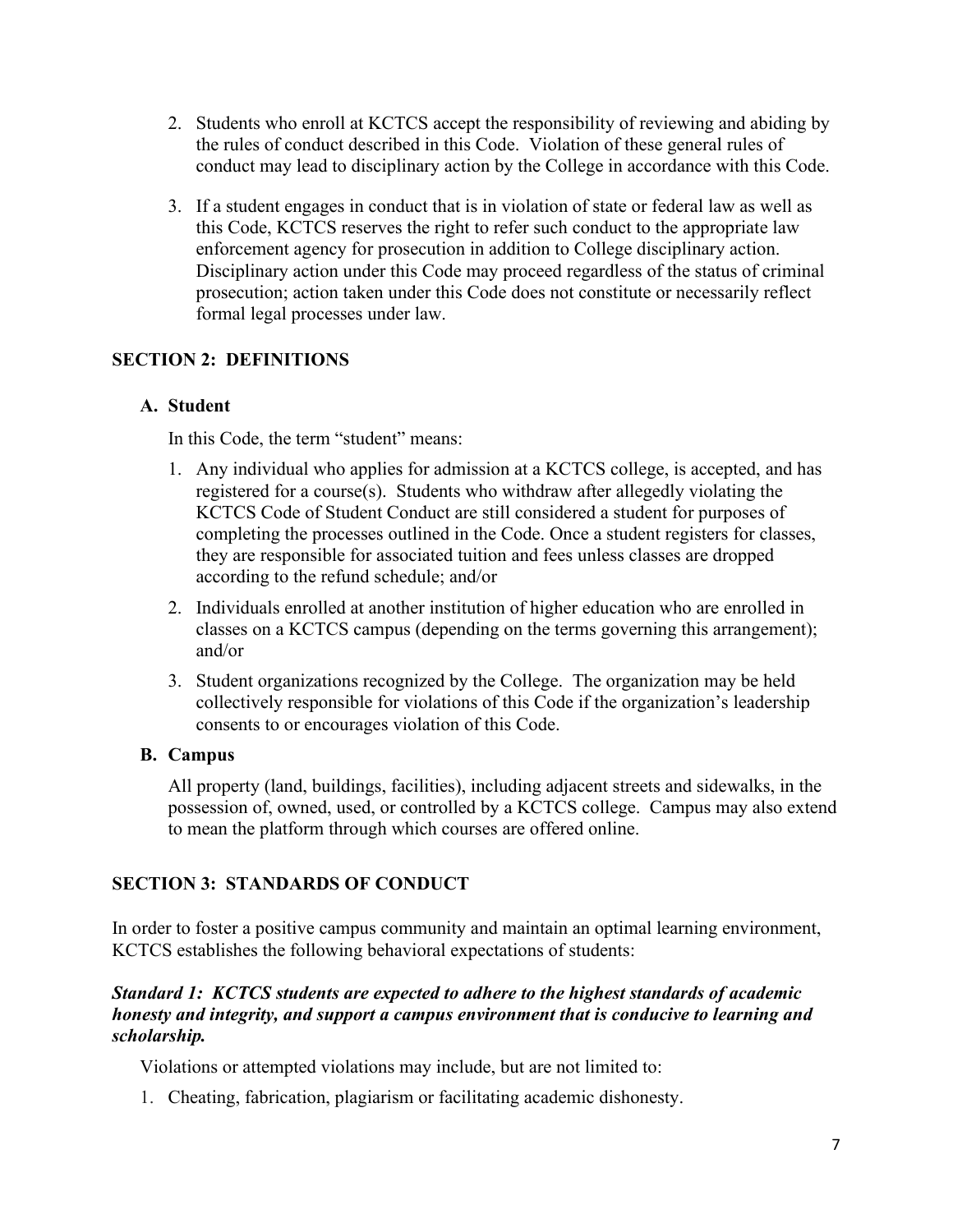2. Students who enroll at KCTCS accept the responsibility of reviewing and abiding by the rules of conduct described in this Code. Violation of these general rules of conduct may lead to disciplinary action by the College in accordance with this Code.

3. If a student engages in conduct that is in violation of state or federal law as well as this Code, KCTCS reserves the right to refer such conduct to the appropriate law enforcement agency for prosecution in addition to College disciplinary action. Disciplinary action under this Code may proceed regardless of the status of criminal prosecution; action taken under this Code does not constitute or necessarily reflect formal legal processes under law.

## SECTION 2: DEFINITIONS

### A. Student

In this Code, the term "student" means:

1. Any individual who applies for admission at a KCTCS college, is accepted, and has registered for a course(s). Students who withdraw after allegedly violating the KCTCS Code of Student Conduct are still considered a student for purposes of completing the processes outlined in the Code. Once a student registers for classes, they are responsible for associated tuition and fees unless classes are dropped according to the refund schedule; and/or

2. Individuals enrolled at another institution of higher education who are enrolled in classes on a KCTCS campus (depending on the terms governing this arrangement); and/or

3. Student organizations recognized by the College. The organization may be held collectively responsible for violations of this Code if the organization's leadership consents to or encourages violation of this Code.

### B. Campus

All property (land, buildings, facilities), including adjacent streets and sidewalks, in the possession of, owned, used, or controlled by a KCTCS college. Campus may also extend to mean the platform through which courses are offered online.

## SECTION 3: STANDARDS OF CONDUCT

In order to foster a positive campus community and maintain an optimal learning environment, KCTCS establishes the following behavioral expectations of students:

***Standard 1: KCTCS students are expected to adhere to the highest standards of academic honesty and integrity, and support a campus environment that is conducive to learning and scholarship.***

Violations or attempted violations may include, but are not limited to:

1. Cheating, fabrication, plagiarism or facilitating academic dishonesty.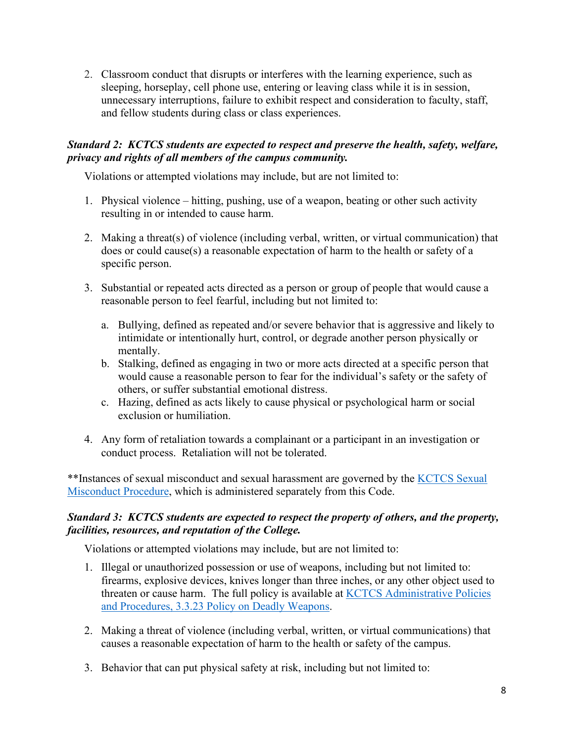2. Classroom conduct that disrupts or interferes with the learning experience, such as sleeping, horseplay, cell phone use, entering or leaving class while it is in session, unnecessary interruptions, failure to exhibit respect and consideration to faculty, staff, and fellow students during class or class experiences.

***Standard 2: KCTCS students are expected to respect and preserve the health, safety, welfare, privacy and rights of all members of the campus community.***

Violations or attempted violations may include, but are not limited to:

1. Physical violence – hitting, pushing, use of a weapon, beating or other such activity resulting in or intended to cause harm.

2. Making a threat(s) of violence (including verbal, written, or virtual communication) that does or could cause(s) a reasonable expectation of harm to the health or safety of a specific person.

3. Substantial or repeated acts directed as a person or group of people that would cause a reasonable person to feel fearful, including but not limited to:

   a. Bullying, defined as repeated and/or severe behavior that is aggressive and likely to intimidate or intentionally hurt, control, or degrade another person physically or mentally.
   b. Stalking, defined as engaging in two or more acts directed at a specific person that would cause a reasonable person to fear for the individual's safety or the safety of others, or suffer substantial emotional distress.
   c. Hazing, defined as acts likely to cause physical or psychological harm or social exclusion or humiliation.

4. Any form of retaliation towards a complainant or a participant in an investigation or conduct process. Retaliation will not be tolerated.

**Instances of sexual misconduct and sexual harassment are governed by the [KCTCS Sexual Misconduct Procedure](), which is administered separately from this Code.

***Standard 3: KCTCS students are expected to respect the property of others, and the property, facilities, resources, and reputation of the College.***

Violations or attempted violations may include, but are not limited to:

1. Illegal or unauthorized possession or use of weapons, including but not limited to: firearms, explosive devices, knives longer than three inches, or any other object used to threaten or cause harm. The full policy is available at [KCTCS Administrative Policies and Procedures, 3.3.23 Policy on Deadly Weapons]().

2. Making a threat of violence (including verbal, written, or virtual communications) that causes a reasonable expectation of harm to the health or safety of the campus.

3. Behavior that can put physical safety at risk, including but not limited to: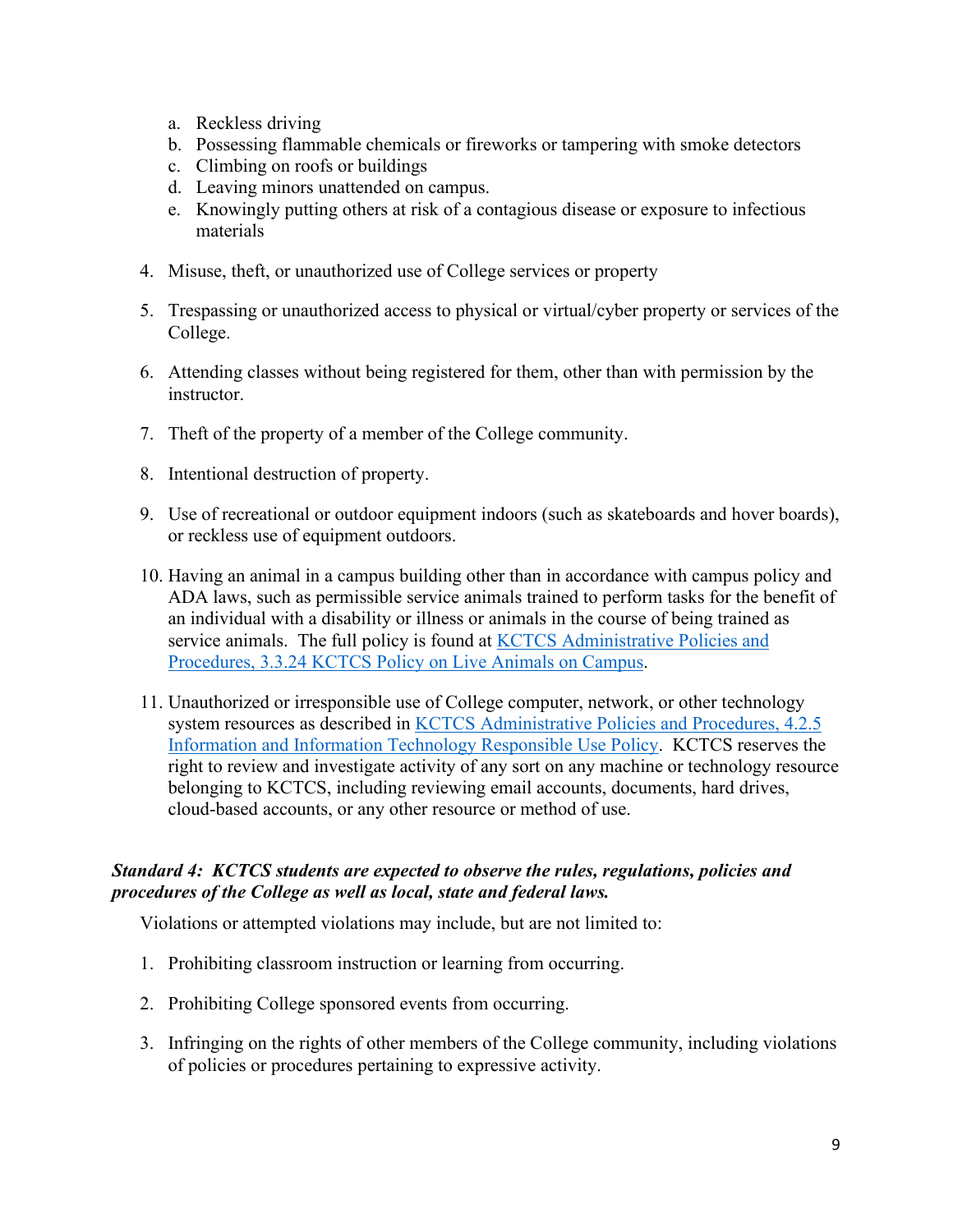a. Reckless driving
b. Possessing flammable chemicals or fireworks or tampering with smoke detectors
c. Climbing on roofs or buildings
d. Leaving minors unattended on campus.
e. Knowingly putting others at risk of a contagious disease or exposure to infectious materials

4. Misuse, theft, or unauthorized use of College services or property

5. Trespassing or unauthorized access to physical or virtual/cyber property or services of the College.

6. Attending classes without being registered for them, other than with permission by the instructor.

7. Theft of the property of a member of the College community.

8. Intentional destruction of property.

9. Use of recreational or outdoor equipment indoors (such as skateboards and hover boards), or reckless use of equipment outdoors.

10. Having an animal in a campus building other than in accordance with campus policy and ADA laws, such as permissible service animals trained to perform tasks for the benefit of an individual with a disability or illness or animals in the course of being trained as service animals. The full policy is found at KCTCS Administrative Policies and Procedures, 3.3.24 KCTCS Policy on Live Animals on Campus.

11. Unauthorized or irresponsible use of College computer, network, or other technology system resources as described in KCTCS Administrative Policies and Procedures, 4.2.5 Information and Information Technology Responsible Use Policy. KCTCS reserves the right to review and investigate activity of any sort on any machine or technology resource belonging to KCTCS, including reviewing email accounts, documents, hard drives, cloud-based accounts, or any other resource or method of use.

***Standard 4: KCTCS students are expected to observe the rules, regulations, policies and procedures of the College as well as local, state and federal laws.***

Violations or attempted violations may include, but are not limited to:

1. Prohibiting classroom instruction or learning from occurring.

2. Prohibiting College sponsored events from occurring.

3. Infringing on the rights of other members of the College community, including violations of policies or procedures pertaining to expressive activity.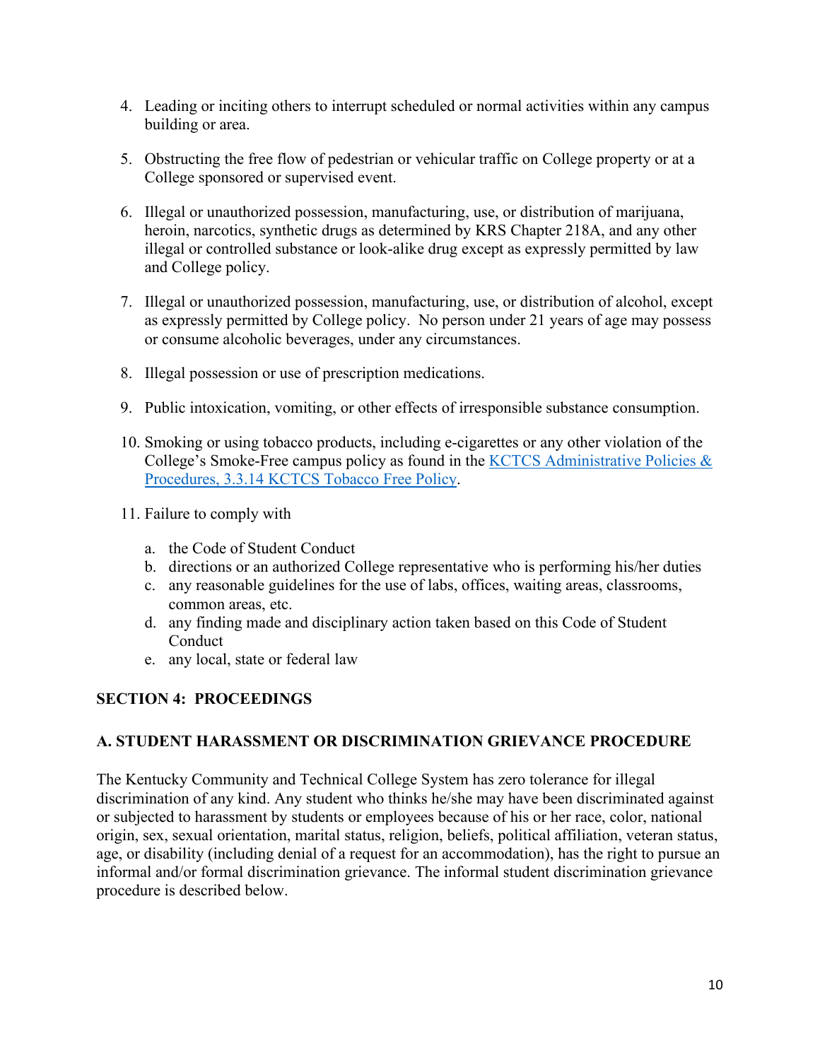4. Leading or inciting others to interrupt scheduled or normal activities within any campus building or area.

5. Obstructing the free flow of pedestrian or vehicular traffic on College property or at a College sponsored or supervised event.

6. Illegal or unauthorized possession, manufacturing, use, or distribution of marijuana, heroin, narcotics, synthetic drugs as determined by KRS Chapter 218A, and any other illegal or controlled substance or look-alike drug except as expressly permitted by law and College policy.

7. Illegal or unauthorized possession, manufacturing, use, or distribution of alcohol, except as expressly permitted by College policy. No person under 21 years of age may possess or consume alcoholic beverages, under any circumstances.

8. Illegal possession or use of prescription medications.

9. Public intoxication, vomiting, or other effects of irresponsible substance consumption.

10. Smoking or using tobacco products, including e-cigarettes or any other violation of the College's Smoke-Free campus policy as found in the KCTCS Administrative Policies & Procedures, 3.3.14 KCTCS Tobacco Free Policy.

11. Failure to comply with

    a. the Code of Student Conduct
    b. directions or an authorized College representative who is performing his/her duties
    c. any reasonable guidelines for the use of labs, offices, waiting areas, classrooms, common areas, etc.
    d. any finding made and disciplinary action taken based on this Code of Student Conduct
    e. any local, state or federal law

## SECTION 4: PROCEEDINGS

### A. STUDENT HARASSMENT OR DISCRIMINATION GRIEVANCE PROCEDURE

The Kentucky Community and Technical College System has zero tolerance for illegal discrimination of any kind. Any student who thinks he/she may have been discriminated against or subjected to harassment by students or employees because of his or her race, color, national origin, sex, sexual orientation, marital status, religion, beliefs, political affiliation, veteran status, age, or disability (including denial of a request for an accommodation), has the right to pursue an informal and/or formal discrimination grievance. The informal student discrimination grievance procedure is described below.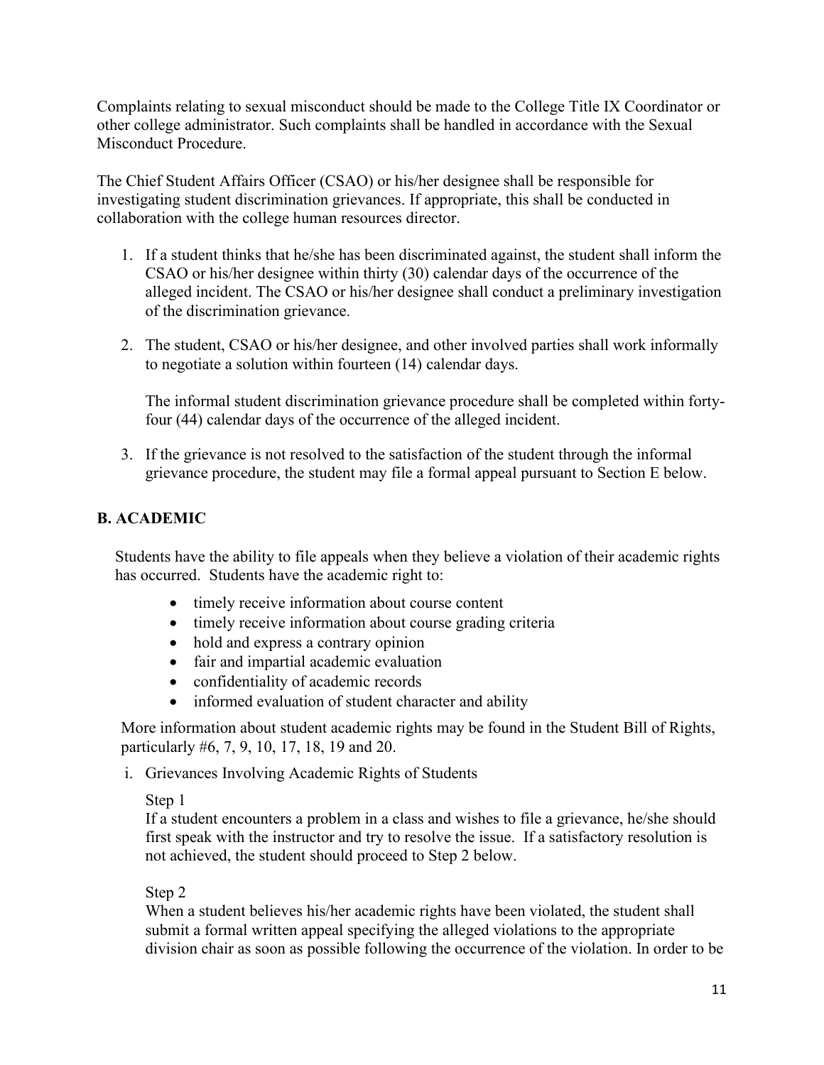Complaints relating to sexual misconduct should be made to the College Title IX Coordinator or other college administrator. Such complaints shall be handled in accordance with the Sexual Misconduct Procedure.

The Chief Student Affairs Officer (CSAO) or his/her designee shall be responsible for investigating student discrimination grievances. If appropriate, this shall be conducted in collaboration with the college human resources director.

1. If a student thinks that he/she has been discriminated against, the student shall inform the CSAO or his/her designee within thirty (30) calendar days of the occurrence of the alleged incident. The CSAO or his/her designee shall conduct a preliminary investigation of the discrimination grievance.

2. The student, CSAO or his/her designee, and other involved parties shall work informally to negotiate a solution within fourteen (14) calendar days.

   The informal student discrimination grievance procedure shall be completed within forty-four (44) calendar days of the occurrence of the alleged incident.

3. If the grievance is not resolved to the satisfaction of the student through the informal grievance procedure, the student may file a formal appeal pursuant to Section E below.

## B. ACADEMIC

Students have the ability to file appeals when they believe a violation of their academic rights has occurred. Students have the academic right to:

- timely receive information about course content
- timely receive information about course grading criteria
- hold and express a contrary opinion
- fair and impartial academic evaluation
- confidentiality of academic records
- informed evaluation of student character and ability

More information about student academic rights may be found in the Student Bill of Rights, particularly #6, 7, 9, 10, 17, 18, 19 and 20.

i. Grievances Involving Academic Rights of Students

Step 1
If a student encounters a problem in a class and wishes to file a grievance, he/she should first speak with the instructor and try to resolve the issue. If a satisfactory resolution is not achieved, the student should proceed to Step 2 below.

Step 2
When a student believes his/her academic rights have been violated, the student shall submit a formal written appeal specifying the alleged violations to the appropriate division chair as soon as possible following the occurrence of the violation. In order to be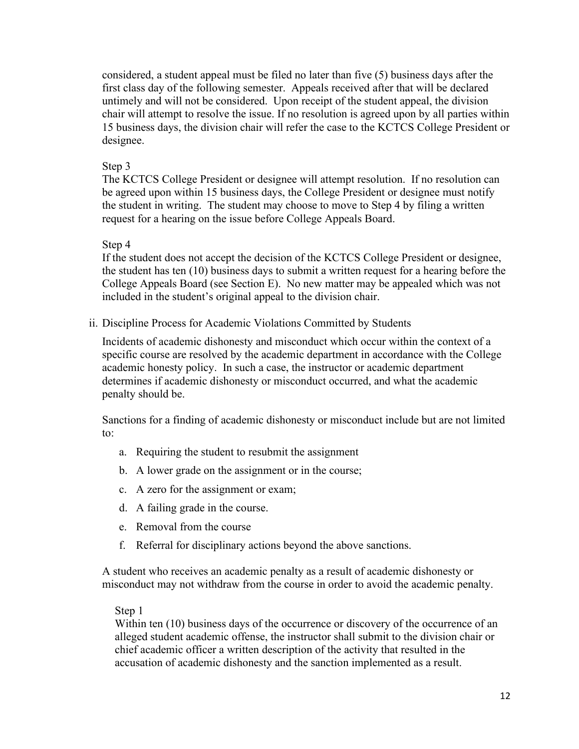considered, a student appeal must be filed no later than five (5) business days after the first class day of the following semester. Appeals received after that will be declared untimely and will not be considered. Upon receipt of the student appeal, the division chair will attempt to resolve the issue. If no resolution is agreed upon by all parties within 15 business days, the division chair will refer the case to the KCTCS College President or designee.

Step 3

The KCTCS College President or designee will attempt resolution. If no resolution can be agreed upon within 15 business days, the College President or designee must notify the student in writing. The student may choose to move to Step 4 by filing a written request for a hearing on the issue before College Appeals Board.

Step 4

If the student does not accept the decision of the KCTCS College President or designee, the student has ten (10) business days to submit a written request for a hearing before the College Appeals Board (see Section E). No new matter may be appealed which was not included in the student's original appeal to the division chair.

ii. Discipline Process for Academic Violations Committed by Students

Incidents of academic dishonesty and misconduct which occur within the context of a specific course are resolved by the academic department in accordance with the College academic honesty policy. In such a case, the instructor or academic department determines if academic dishonesty or misconduct occurred, and what the academic penalty should be.

Sanctions for a finding of academic dishonesty or misconduct include but are not limited to:

a. Requiring the student to resubmit the assignment
b. A lower grade on the assignment or in the course;
c. A zero for the assignment or exam;
d. A failing grade in the course.
e. Removal from the course
f. Referral for disciplinary actions beyond the above sanctions.

A student who receives an academic penalty as a result of academic dishonesty or misconduct may not withdraw from the course in order to avoid the academic penalty.

Step 1

Within ten (10) business days of the occurrence or discovery of the occurrence of an alleged student academic offense, the instructor shall submit to the division chair or chief academic officer a written description of the activity that resulted in the accusation of academic dishonesty and the sanction implemented as a result.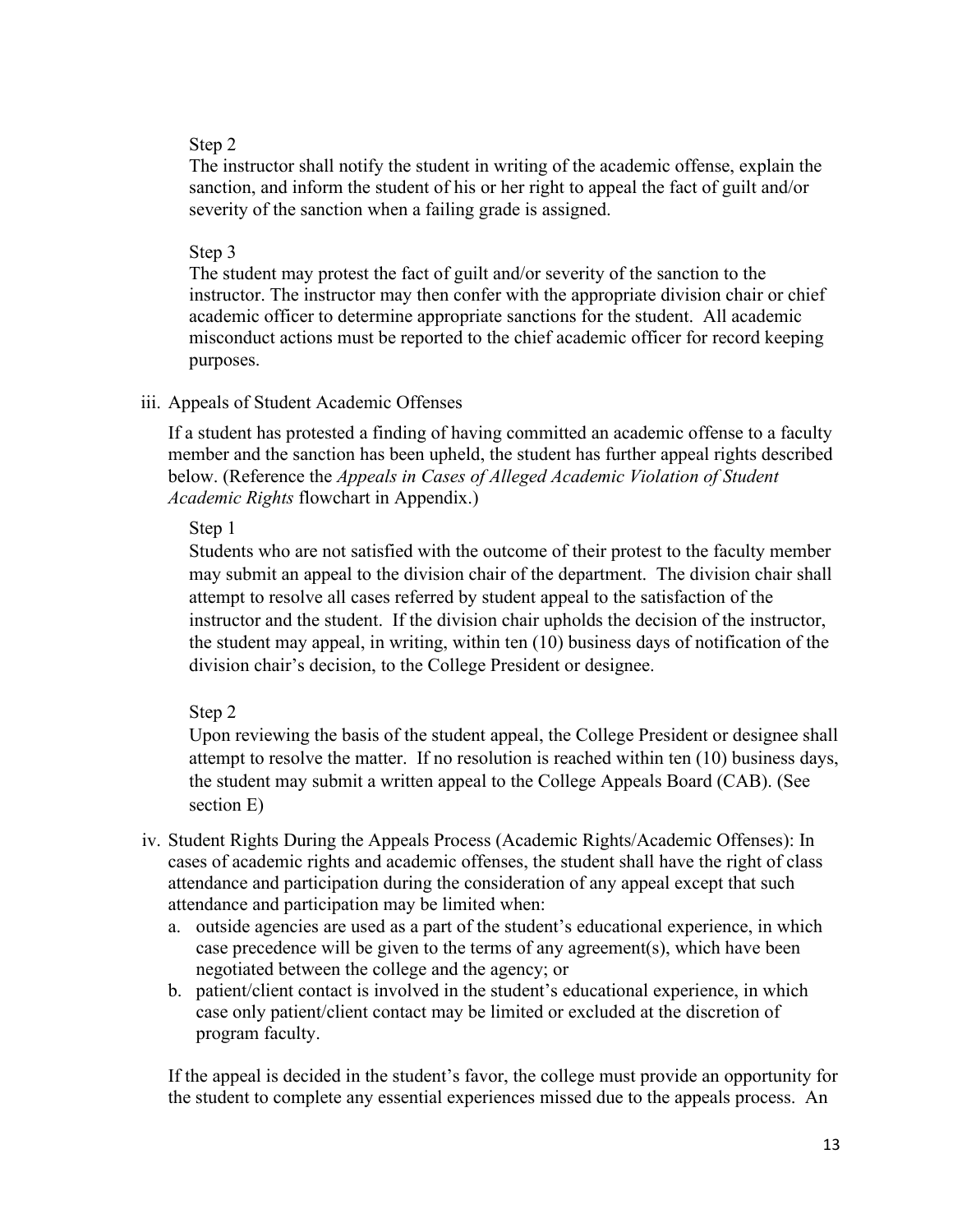Step 2

The instructor shall notify the student in writing of the academic offense, explain the sanction, and inform the student of his or her right to appeal the fact of guilt and/or severity of the sanction when a failing grade is assigned.

Step 3

The student may protest the fact of guilt and/or severity of the sanction to the instructor. The instructor may then confer with the appropriate division chair or chief academic officer to determine appropriate sanctions for the student. All academic misconduct actions must be reported to the chief academic officer for record keeping purposes.

iii. Appeals of Student Academic Offenses

If a student has protested a finding of having committed an academic offense to a faculty member and the sanction has been upheld, the student has further appeal rights described below. (Reference the *Appeals in Cases of Alleged Academic Violation of Student Academic Rights* flowchart in Appendix.)

Step 1

Students who are not satisfied with the outcome of their protest to the faculty member may submit an appeal to the division chair of the department. The division chair shall attempt to resolve all cases referred by student appeal to the satisfaction of the instructor and the student. If the division chair upholds the decision of the instructor, the student may appeal, in writing, within ten (10) business days of notification of the division chair's decision, to the College President or designee.

Step 2

Upon reviewing the basis of the student appeal, the College President or designee shall attempt to resolve the matter. If no resolution is reached within ten (10) business days, the student may submit a written appeal to the College Appeals Board (CAB). (See section E)

iv. Student Rights During the Appeals Process (Academic Rights/Academic Offenses): In cases of academic rights and academic offenses, the student shall have the right of class attendance and participation during the consideration of any appeal except that such attendance and participation may be limited when:

a. outside agencies are used as a part of the student's educational experience, in which case precedence will be given to the terms of any agreement(s), which have been negotiated between the college and the agency; or
b. patient/client contact is involved in the student's educational experience, in which case only patient/client contact may be limited or excluded at the discretion of program faculty.

If the appeal is decided in the student's favor, the college must provide an opportunity for the student to complete any essential experiences missed due to the appeals process. An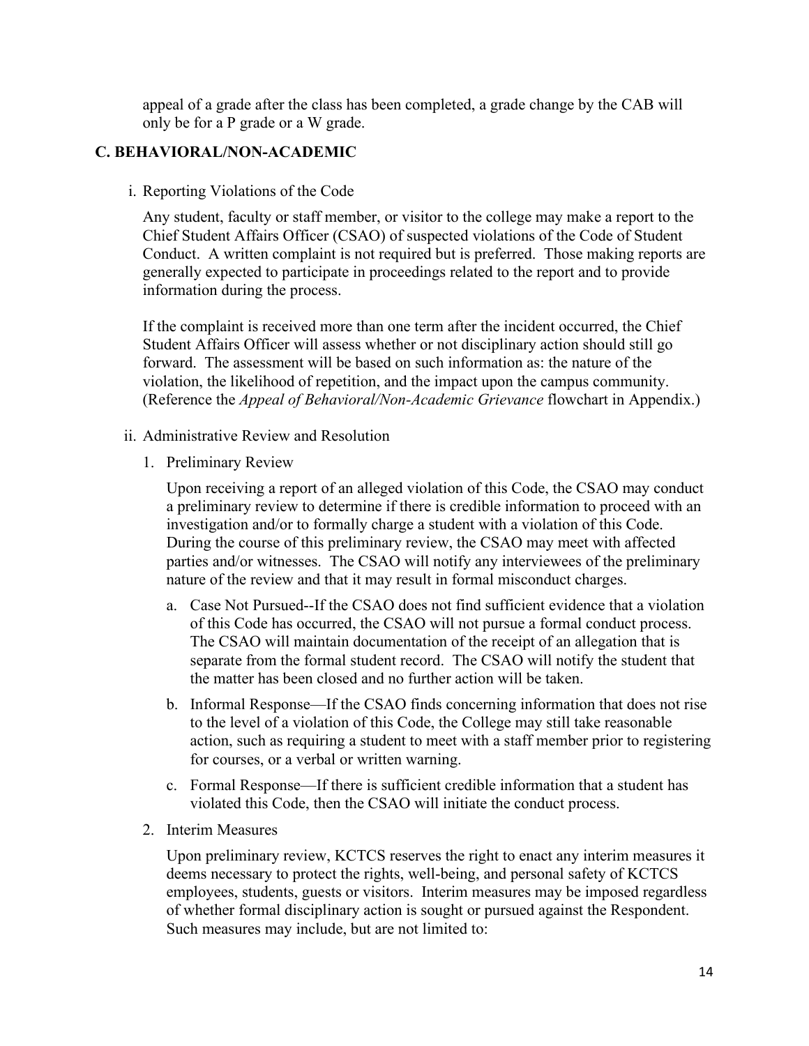appeal of a grade after the class has been completed, a grade change by the CAB will only be for a P grade or a W grade.

### C. BEHAVIORAL/NON-ACADEMIC

i. Reporting Violations of the Code

Any student, faculty or staff member, or visitor to the college may make a report to the Chief Student Affairs Officer (CSAO) of suspected violations of the Code of Student Conduct. A written complaint is not required but is preferred. Those making reports are generally expected to participate in proceedings related to the report and to provide information during the process.

If the complaint is received more than one term after the incident occurred, the Chief Student Affairs Officer will assess whether or not disciplinary action should still go forward. The assessment will be based on such information as: the nature of the violation, the likelihood of repetition, and the impact upon the campus community. (Reference the *Appeal of Behavioral/Non-Academic Grievance* flowchart in Appendix.)

ii. Administrative Review and Resolution

1. Preliminary Review

   Upon receiving a report of an alleged violation of this Code, the CSAO may conduct a preliminary review to determine if there is credible information to proceed with an investigation and/or to formally charge a student with a violation of this Code. During the course of this preliminary review, the CSAO may meet with affected parties and/or witnesses. The CSAO will notify any interviewees of the preliminary nature of the review and that it may result in formal misconduct charges.

   a. Case Not Pursued--If the CSAO does not find sufficient evidence that a violation of this Code has occurred, the CSAO will not pursue a formal conduct process. The CSAO will maintain documentation of the receipt of an allegation that is separate from the formal student record. The CSAO will notify the student that the matter has been closed and no further action will be taken.

   b. Informal Response—If the CSAO finds concerning information that does not rise to the level of a violation of this Code, the College may still take reasonable action, such as requiring a student to meet with a staff member prior to registering for courses, or a verbal or written warning.

   c. Formal Response—If there is sufficient credible information that a student has violated this Code, then the CSAO will initiate the conduct process.

2. Interim Measures

   Upon preliminary review, KCTCS reserves the right to enact any interim measures it deems necessary to protect the rights, well-being, and personal safety of KCTCS employees, students, guests or visitors. Interim measures may be imposed regardless of whether formal disciplinary action is sought or pursued against the Respondent. Such measures may include, but are not limited to: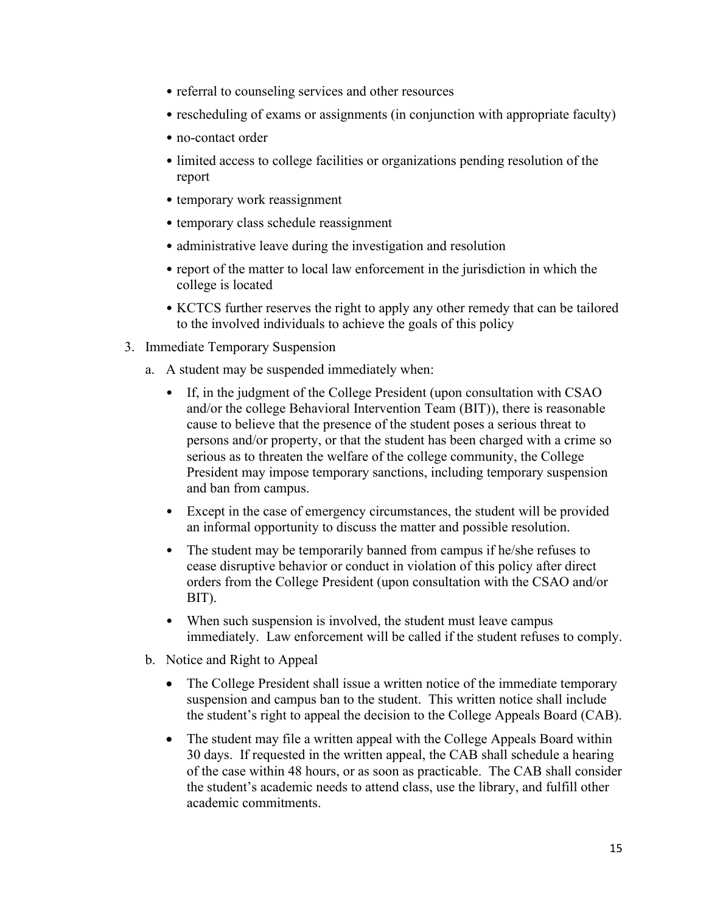- referral to counseling services and other resources
- rescheduling of exams or assignments (in conjunction with appropriate faculty)
- no-contact order
- limited access to college facilities or organizations pending resolution of the report
- temporary work reassignment
- temporary class schedule reassignment
- administrative leave during the investigation and resolution
- report of the matter to local law enforcement in the jurisdiction in which the college is located
- KCTCS further reserves the right to apply any other remedy that can be tailored to the involved individuals to achieve the goals of this policy

3. Immediate Temporary Suspension

   a. A student may be suspended immediately when:

      - If, in the judgment of the College President (upon consultation with CSAO and/or the college Behavioral Intervention Team (BIT)), there is reasonable cause to believe that the presence of the student poses a serious threat to persons and/or property, or that the student has been charged with a crime so serious as to threaten the welfare of the college community, the College President may impose temporary sanctions, including temporary suspension and ban from campus.
      - Except in the case of emergency circumstances, the student will be provided an informal opportunity to discuss the matter and possible resolution.
      - The student may be temporarily banned from campus if he/she refuses to cease disruptive behavior or conduct in violation of this policy after direct orders from the College President (upon consultation with the CSAO and/or BIT).
      - When such suspension is involved, the student must leave campus immediately. Law enforcement will be called if the student refuses to comply.

   b. Notice and Right to Appeal

      - The College President shall issue a written notice of the immediate temporary suspension and campus ban to the student. This written notice shall include the student's right to appeal the decision to the College Appeals Board (CAB).
      - The student may file a written appeal with the College Appeals Board within 30 days. If requested in the written appeal, the CAB shall schedule a hearing of the case within 48 hours, or as soon as practicable. The CAB shall consider the student's academic needs to attend class, use the library, and fulfill other academic commitments.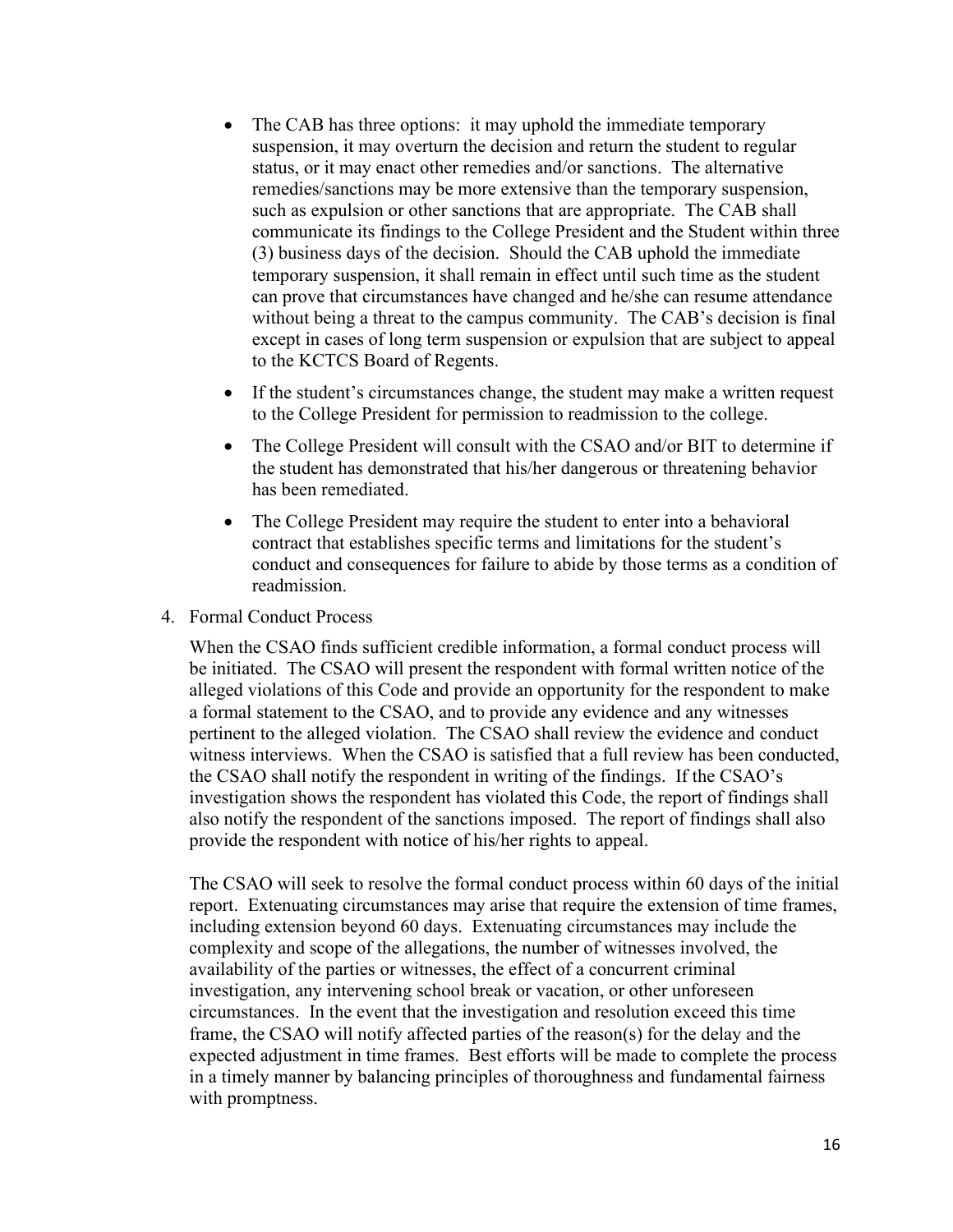- The CAB has three options: it may uphold the immediate temporary suspension, it may overturn the decision and return the student to regular status, or it may enact other remedies and/or sanctions. The alternative remedies/sanctions may be more extensive than the temporary suspension, such as expulsion or other sanctions that are appropriate. The CAB shall communicate its findings to the College President and the Student within three (3) business days of the decision. Should the CAB uphold the immediate temporary suspension, it shall remain in effect until such time as the student can prove that circumstances have changed and he/she can resume attendance without being a threat to the campus community. The CAB's decision is final except in cases of long term suspension or expulsion that are subject to appeal to the KCTCS Board of Regents.
- If the student's circumstances change, the student may make a written request to the College President for permission to readmission to the college.
- The College President will consult with the CSAO and/or BIT to determine if the student has demonstrated that his/her dangerous or threatening behavior has been remediated.
- The College President may require the student to enter into a behavioral contract that establishes specific terms and limitations for the student's conduct and consequences for failure to abide by those terms as a condition of readmission.

4. Formal Conduct Process

   When the CSAO finds sufficient credible information, a formal conduct process will be initiated. The CSAO will present the respondent with formal written notice of the alleged violations of this Code and provide an opportunity for the respondent to make a formal statement to the CSAO, and to provide any evidence and any witnesses pertinent to the alleged violation. The CSAO shall review the evidence and conduct witness interviews. When the CSAO is satisfied that a full review has been conducted, the CSAO shall notify the respondent in writing of the findings. If the CSAO's investigation shows the respondent has violated this Code, the report of findings shall also notify the respondent of the sanctions imposed. The report of findings shall also provide the respondent with notice of his/her rights to appeal.

   The CSAO will seek to resolve the formal conduct process within 60 days of the initial report. Extenuating circumstances may arise that require the extension of time frames, including extension beyond 60 days. Extenuating circumstances may include the complexity and scope of the allegations, the number of witnesses involved, the availability of the parties or witnesses, the effect of a concurrent criminal investigation, any intervening school break or vacation, or other unforeseen circumstances. In the event that the investigation and resolution exceed this time frame, the CSAO will notify affected parties of the reason(s) for the delay and the expected adjustment in time frames. Best efforts will be made to complete the process in a timely manner by balancing principles of thoroughness and fundamental fairness with promptness.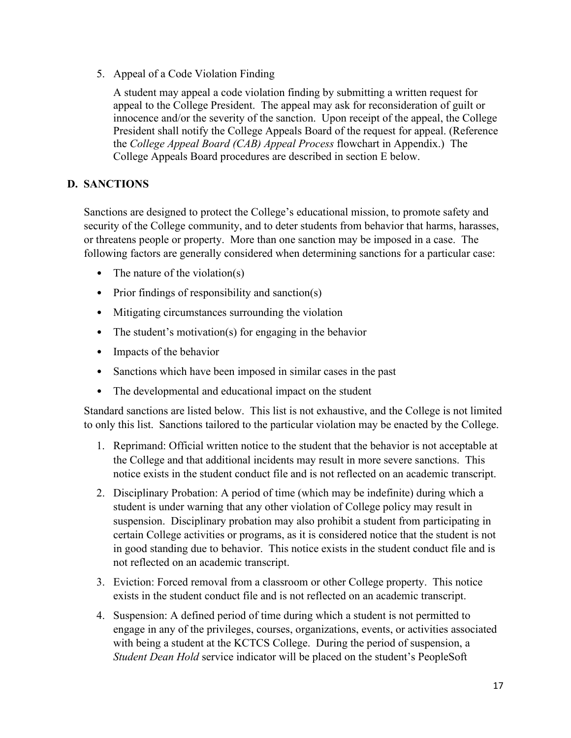5. Appeal of a Code Violation Finding

   A student may appeal a code violation finding by submitting a written request for appeal to the College President. The appeal may ask for reconsideration of guilt or innocence and/or the severity of the sanction. Upon receipt of the appeal, the College President shall notify the College Appeals Board of the request for appeal. (Reference the *College Appeal Board (CAB) Appeal Process* flowchart in Appendix.) The College Appeals Board procedures are described in section E below.

## D. SANCTIONS

Sanctions are designed to protect the College's educational mission, to promote safety and security of the College community, and to deter students from behavior that harms, harasses, or threatens people or property. More than one sanction may be imposed in a case. The following factors are generally considered when determining sanctions for a particular case:

- The nature of the violation(s)
- Prior findings of responsibility and sanction(s)
- Mitigating circumstances surrounding the violation
- The student's motivation(s) for engaging in the behavior
- Impacts of the behavior
- Sanctions which have been imposed in similar cases in the past
- The developmental and educational impact on the student

Standard sanctions are listed below. This list is not exhaustive, and the College is not limited to only this list. Sanctions tailored to the particular violation may be enacted by the College.

1. Reprimand: Official written notice to the student that the behavior is not acceptable at the College and that additional incidents may result in more severe sanctions. This notice exists in the student conduct file and is not reflected on an academic transcript.
2. Disciplinary Probation: A period of time (which may be indefinite) during which a student is under warning that any other violation of College policy may result in suspension. Disciplinary probation may also prohibit a student from participating in certain College activities or programs, as it is considered notice that the student is not in good standing due to behavior. This notice exists in the student conduct file and is not reflected on an academic transcript.
3. Eviction: Forced removal from a classroom or other College property. This notice exists in the student conduct file and is not reflected on an academic transcript.
4. Suspension: A defined period of time during which a student is not permitted to engage in any of the privileges, courses, organizations, events, or activities associated with being a student at the KCTCS College. During the period of suspension, a *Student Dean Hold* service indicator will be placed on the student's PeopleSoft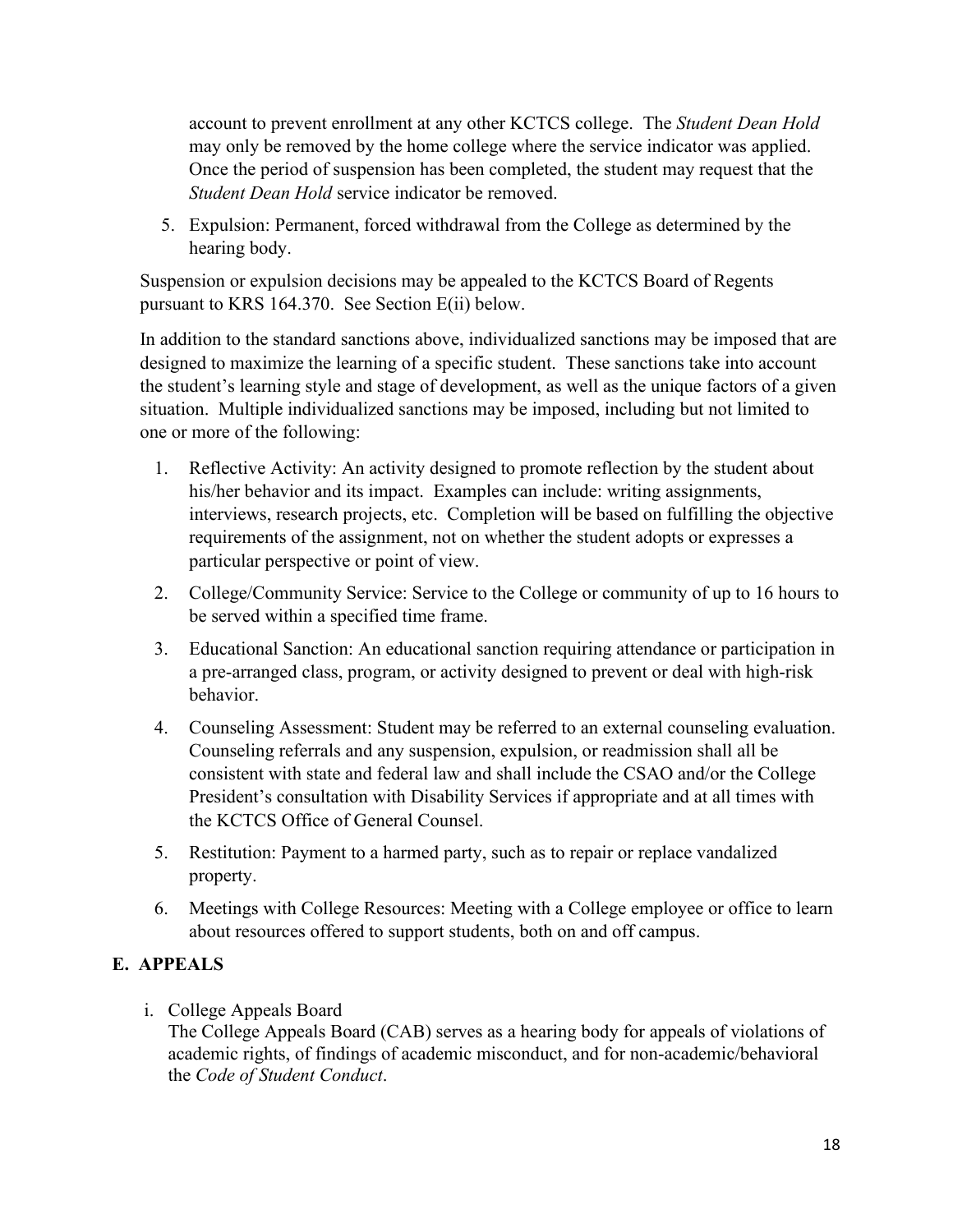account to prevent enrollment at any other KCTCS college. The *Student Dean Hold* may only be removed by the home college where the service indicator was applied. Once the period of suspension has been completed, the student may request that the *Student Dean Hold* service indicator be removed.

5. Expulsion: Permanent, forced withdrawal from the College as determined by the hearing body.

Suspension or expulsion decisions may be appealed to the KCTCS Board of Regents pursuant to KRS 164.370. See Section E(ii) below.

In addition to the standard sanctions above, individualized sanctions may be imposed that are designed to maximize the learning of a specific student. These sanctions take into account the student's learning style and stage of development, as well as the unique factors of a given situation. Multiple individualized sanctions may be imposed, including but not limited to one or more of the following:

1. Reflective Activity: An activity designed to promote reflection by the student about his/her behavior and its impact. Examples can include: writing assignments, interviews, research projects, etc. Completion will be based on fulfilling the objective requirements of the assignment, not on whether the student adopts or expresses a particular perspective or point of view.
2. College/Community Service: Service to the College or community of up to 16 hours to be served within a specified time frame.
3. Educational Sanction: An educational sanction requiring attendance or participation in a pre-arranged class, program, or activity designed to prevent or deal with high-risk behavior.
4. Counseling Assessment: Student may be referred to an external counseling evaluation. Counseling referrals and any suspension, expulsion, or readmission shall all be consistent with state and federal law and shall include the CSAO and/or the College President's consultation with Disability Services if appropriate and at all times with the KCTCS Office of General Counsel.
5. Restitution: Payment to a harmed party, such as to repair or replace vandalized property.
6. Meetings with College Resources: Meeting with a College employee or office to learn about resources offered to support students, both on and off campus.

## E. APPEALS

i. College Appeals Board

The College Appeals Board (CAB) serves as a hearing body for appeals of violations of academic rights, of findings of academic misconduct, and for non-academic/behavioral the *Code of Student Conduct*.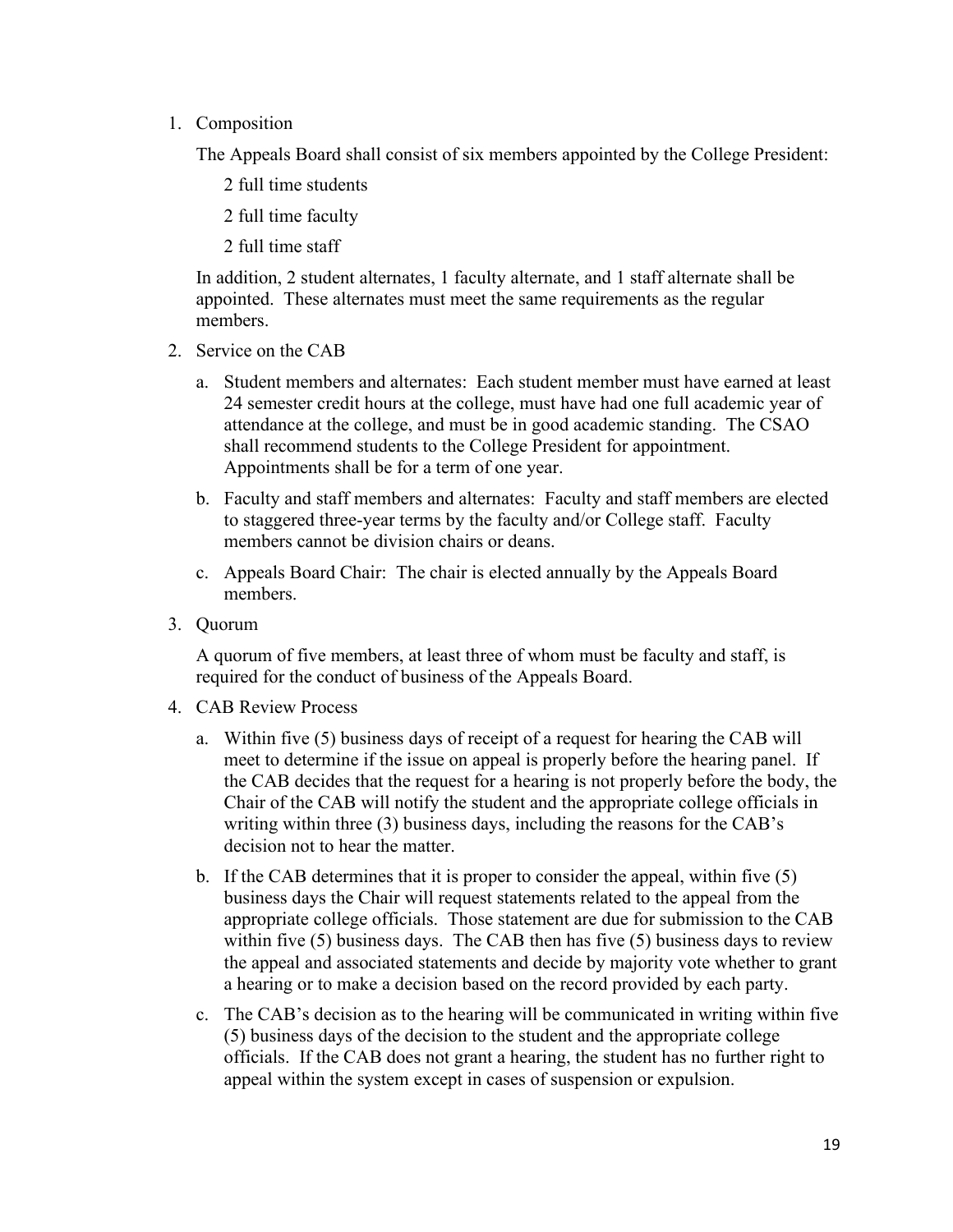1. Composition

   The Appeals Board shall consist of six members appointed by the College President:

   2 full time students

   2 full time faculty

   2 full time staff

   In addition, 2 student alternates, 1 faculty alternate, and 1 staff alternate shall be appointed. These alternates must meet the same requirements as the regular members.

2. Service on the CAB

   a. Student members and alternates: Each student member must have earned at least 24 semester credit hours at the college, must have had one full academic year of attendance at the college, and must be in good academic standing. The CSAO shall recommend students to the College President for appointment. Appointments shall be for a term of one year.

   b. Faculty and staff members and alternates: Faculty and staff members are elected to staggered three-year terms by the faculty and/or College staff. Faculty members cannot be division chairs or deans.

   c. Appeals Board Chair: The chair is elected annually by the Appeals Board members.

3. Quorum

   A quorum of five members, at least three of whom must be faculty and staff, is required for the conduct of business of the Appeals Board.

4. CAB Review Process

   a. Within five (5) business days of receipt of a request for hearing the CAB will meet to determine if the issue on appeal is properly before the hearing panel. If the CAB decides that the request for a hearing is not properly before the body, the Chair of the CAB will notify the student and the appropriate college officials in writing within three (3) business days, including the reasons for the CAB's decision not to hear the matter.

   b. If the CAB determines that it is proper to consider the appeal, within five (5) business days the Chair will request statements related to the appeal from the appropriate college officials. Those statement are due for submission to the CAB within five (5) business days. The CAB then has five (5) business days to review the appeal and associated statements and decide by majority vote whether to grant a hearing or to make a decision based on the record provided by each party.

   c. The CAB's decision as to the hearing will be communicated in writing within five (5) business days of the decision to the student and the appropriate college officials. If the CAB does not grant a hearing, the student has no further right to appeal within the system except in cases of suspension or expulsion.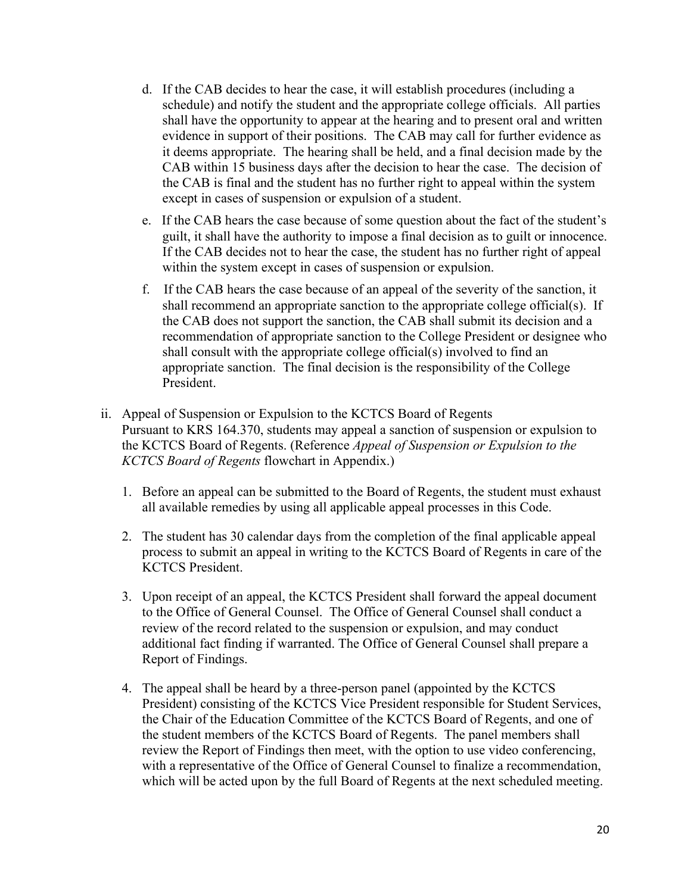d. If the CAB decides to hear the case, it will establish procedures (including a schedule) and notify the student and the appropriate college officials. All parties shall have the opportunity to appear at the hearing and to present oral and written evidence in support of their positions. The CAB may call for further evidence as it deems appropriate. The hearing shall be held, and a final decision made by the CAB within 15 business days after the decision to hear the case. The decision of the CAB is final and the student has no further right to appeal within the system except in cases of suspension or expulsion of a student.

e. If the CAB hears the case because of some question about the fact of the student's guilt, it shall have the authority to impose a final decision as to guilt or innocence. If the CAB decides not to hear the case, the student has no further right of appeal within the system except in cases of suspension or expulsion.

f. If the CAB hears the case because of an appeal of the severity of the sanction, it shall recommend an appropriate sanction to the appropriate college official(s). If the CAB does not support the sanction, the CAB shall submit its decision and a recommendation of appropriate sanction to the College President or designee who shall consult with the appropriate college official(s) involved to find an appropriate sanction. The final decision is the responsibility of the College President.

ii. Appeal of Suspension or Expulsion to the KCTCS Board of Regents
Pursuant to KRS 164.370, students may appeal a sanction of suspension or expulsion to the KCTCS Board of Regents. (Reference *Appeal of Suspension or Expulsion to the KCTCS Board of Regents* flowchart in Appendix.)

1. Before an appeal can be submitted to the Board of Regents, the student must exhaust all available remedies by using all applicable appeal processes in this Code.

2. The student has 30 calendar days from the completion of the final applicable appeal process to submit an appeal in writing to the KCTCS Board of Regents in care of the KCTCS President.

3. Upon receipt of an appeal, the KCTCS President shall forward the appeal document to the Office of General Counsel. The Office of General Counsel shall conduct a review of the record related to the suspension or expulsion, and may conduct additional fact finding if warranted. The Office of General Counsel shall prepare a Report of Findings.

4. The appeal shall be heard by a three-person panel (appointed by the KCTCS President) consisting of the KCTCS Vice President responsible for Student Services, the Chair of the Education Committee of the KCTCS Board of Regents, and one of the student members of the KCTCS Board of Regents. The panel members shall review the Report of Findings then meet, with the option to use video conferencing, with a representative of the Office of General Counsel to finalize a recommendation, which will be acted upon by the full Board of Regents at the next scheduled meeting.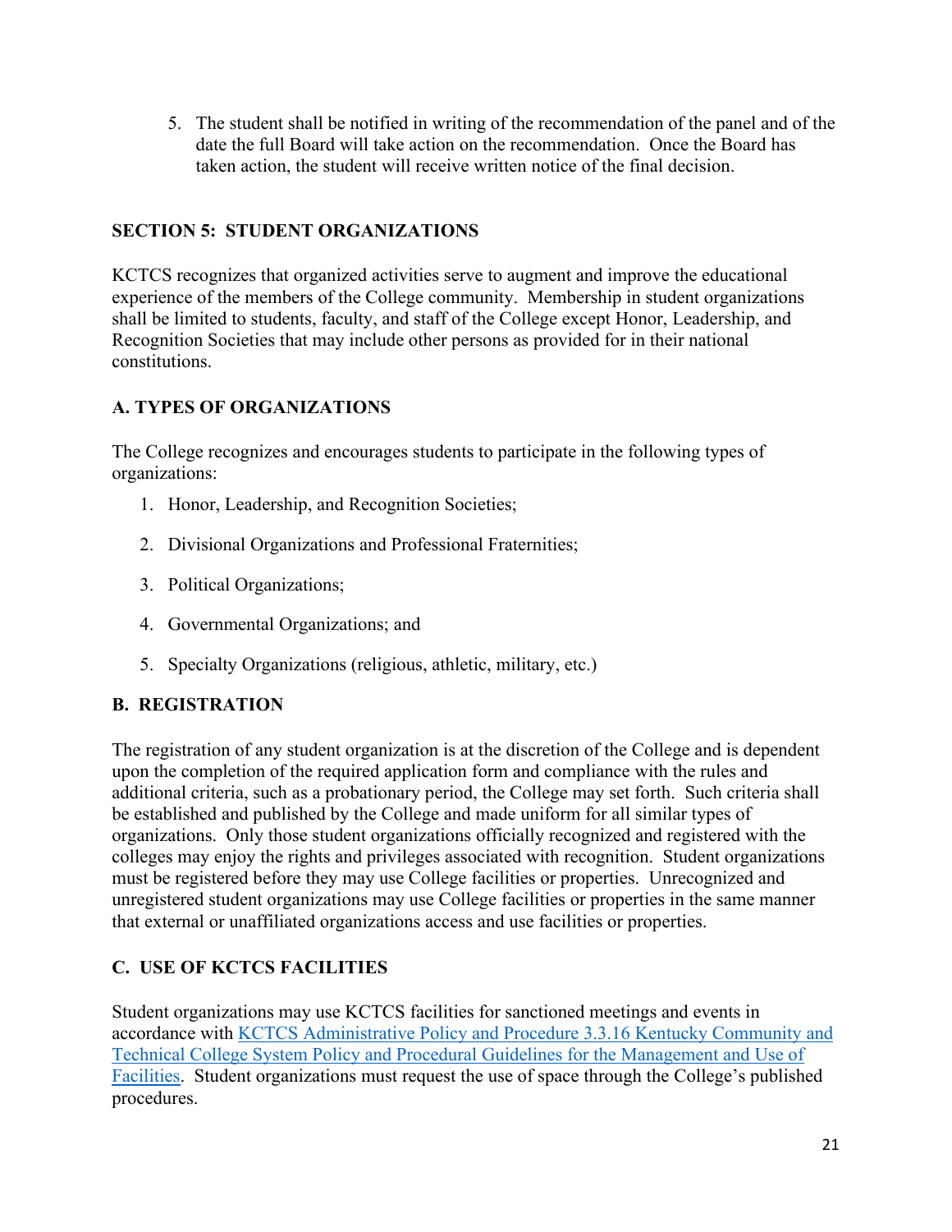5. The student shall be notified in writing of the recommendation of the panel and of the date the full Board will take action on the recommendation. Once the Board has taken action, the student will receive written notice of the final decision.

## SECTION 5: STUDENT ORGANIZATIONS

KCTCS recognizes that organized activities serve to augment and improve the educational experience of the members of the College community. Membership in student organizations shall be limited to students, faculty, and staff of the College except Honor, Leadership, and Recognition Societies that may include other persons as provided for in their national constitutions.

### A. TYPES OF ORGANIZATIONS

The College recognizes and encourages students to participate in the following types of organizations:

1. Honor, Leadership, and Recognition Societies;
2. Divisional Organizations and Professional Fraternities;
3. Political Organizations;
4. Governmental Organizations; and
5. Specialty Organizations (religious, athletic, military, etc.)

### B. REGISTRATION

The registration of any student organization is at the discretion of the College and is dependent upon the completion of the required application form and compliance with the rules and additional criteria, such as a probationary period, the College may set forth. Such criteria shall be established and published by the College and made uniform for all similar types of organizations. Only those student organizations officially recognized and registered with the colleges may enjoy the rights and privileges associated with recognition. Student organizations must be registered before they may use College facilities or properties. Unrecognized and unregistered student organizations may use College facilities or properties in the same manner that external or unaffiliated organizations access and use facilities or properties.

### C. USE OF KCTCS FACILITIES

Student organizations may use KCTCS facilities for sanctioned meetings and events in accordance with KCTCS Administrative Policy and Procedure 3.3.16 Kentucky Community and Technical College System Policy and Procedural Guidelines for the Management and Use of Facilities. Student organizations must request the use of space through the College's published procedures.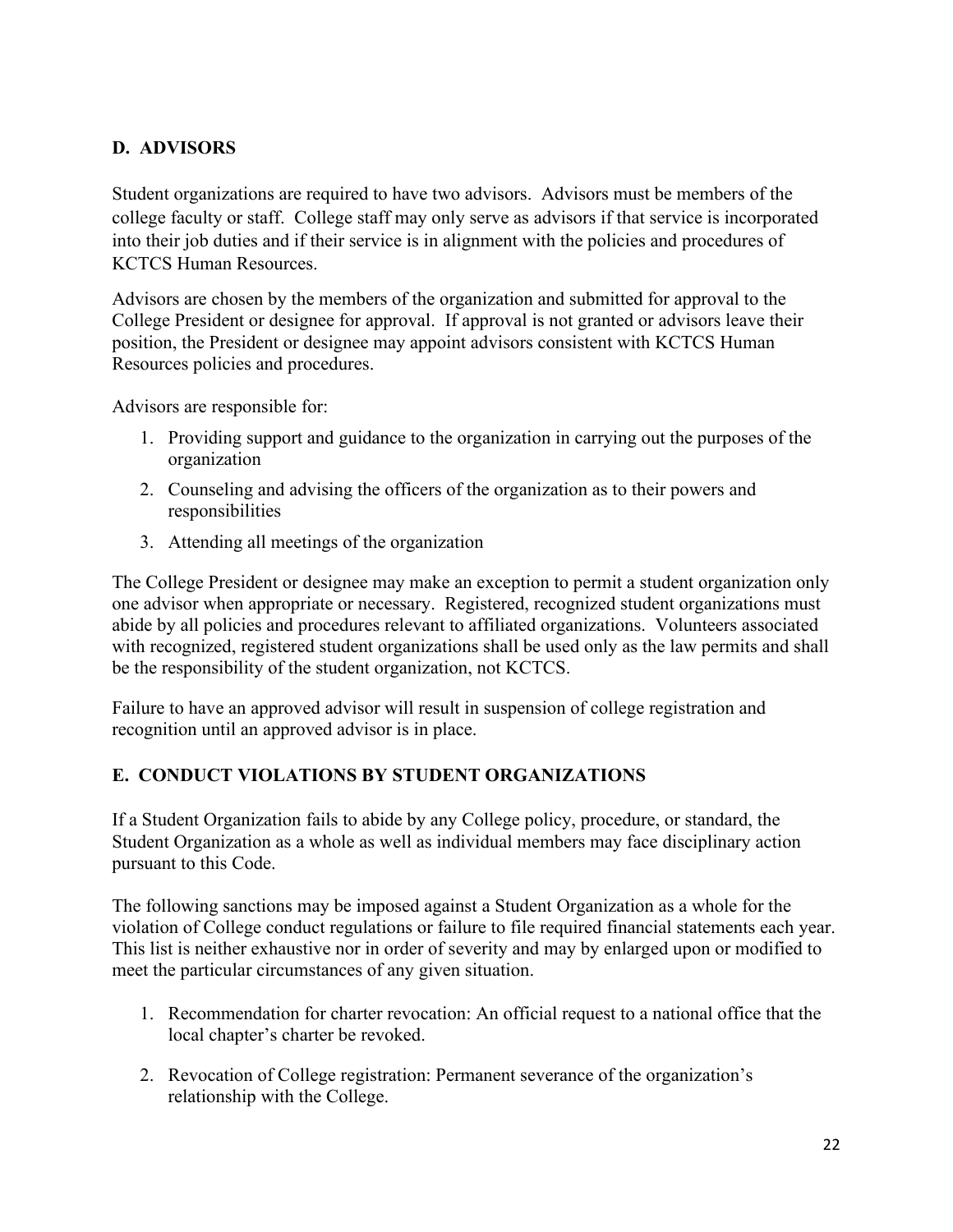## D. ADVISORS

Student organizations are required to have two advisors. Advisors must be members of the college faculty or staff. College staff may only serve as advisors if that service is incorporated into their job duties and if their service is in alignment with the policies and procedures of KCTCS Human Resources.

Advisors are chosen by the members of the organization and submitted for approval to the College President or designee for approval. If approval is not granted or advisors leave their position, the President or designee may appoint advisors consistent with KCTCS Human Resources policies and procedures.

Advisors are responsible for:

1. Providing support and guidance to the organization in carrying out the purposes of the organization
2. Counseling and advising the officers of the organization as to their powers and responsibilities
3. Attending all meetings of the organization

The College President or designee may make an exception to permit a student organization only one advisor when appropriate or necessary. Registered, recognized student organizations must abide by all policies and procedures relevant to affiliated organizations. Volunteers associated with recognized, registered student organizations shall be used only as the law permits and shall be the responsibility of the student organization, not KCTCS.

Failure to have an approved advisor will result in suspension of college registration and recognition until an approved advisor is in place.

## E. CONDUCT VIOLATIONS BY STUDENT ORGANIZATIONS

If a Student Organization fails to abide by any College policy, procedure, or standard, the Student Organization as a whole as well as individual members may face disciplinary action pursuant to this Code.

The following sanctions may be imposed against a Student Organization as a whole for the violation of College conduct regulations or failure to file required financial statements each year. This list is neither exhaustive nor in order of severity and may by enlarged upon or modified to meet the particular circumstances of any given situation.

1. Recommendation for charter revocation: An official request to a national office that the local chapter's charter be revoked.
2. Revocation of College registration: Permanent severance of the organization's relationship with the College.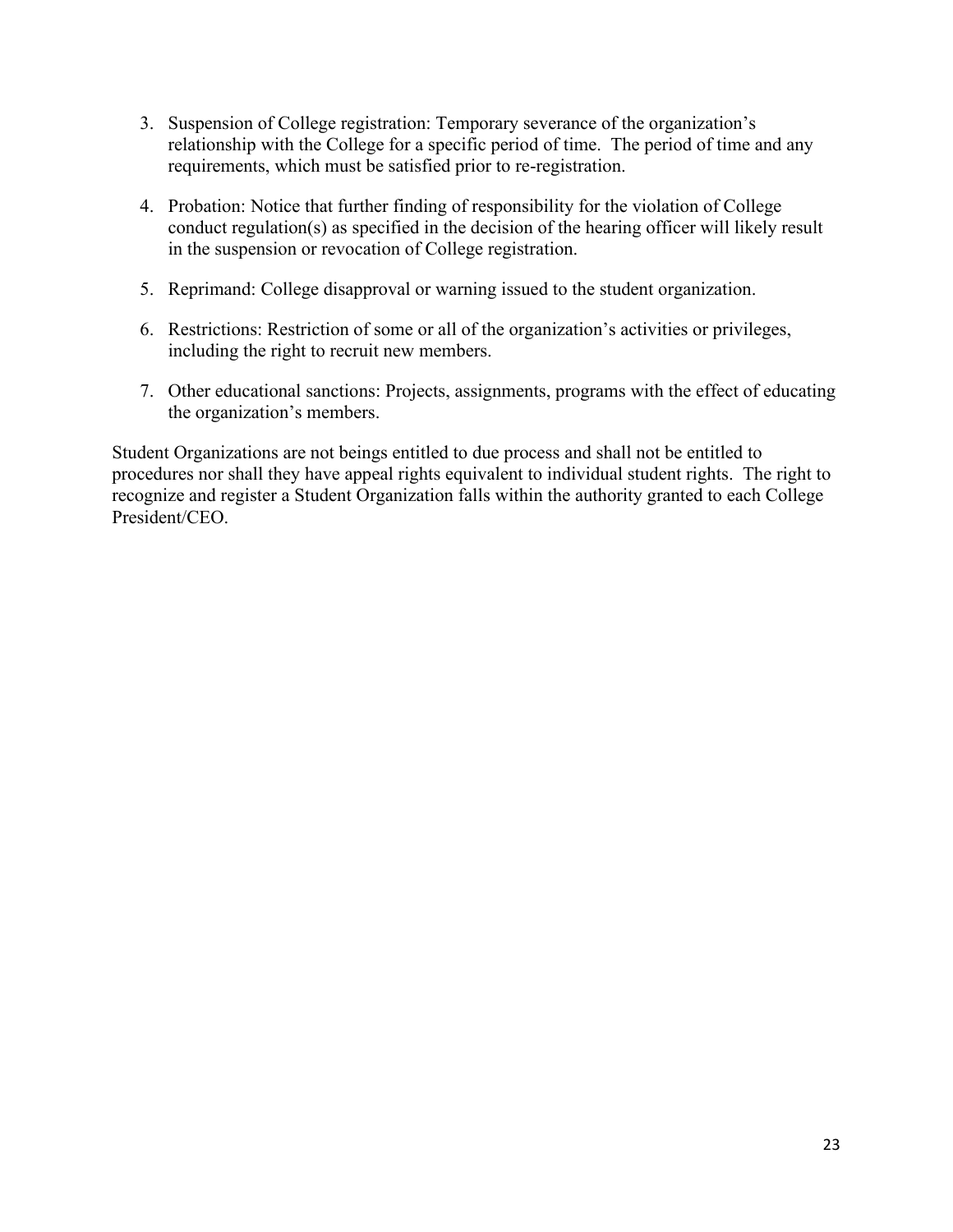3. Suspension of College registration: Temporary severance of the organization's relationship with the College for a specific period of time. The period of time and any requirements, which must be satisfied prior to re-registration.

4. Probation: Notice that further finding of responsibility for the violation of College conduct regulation(s) as specified in the decision of the hearing officer will likely result in the suspension or revocation of College registration.

5. Reprimand: College disapproval or warning issued to the student organization.

6. Restrictions: Restriction of some or all of the organization's activities or privileges, including the right to recruit new members.

7. Other educational sanctions: Projects, assignments, programs with the effect of educating the organization's members.

Student Organizations are not beings entitled to due process and shall not be entitled to procedures nor shall they have appeal rights equivalent to individual student rights. The right to recognize and register a Student Organization falls within the authority granted to each College President/CEO.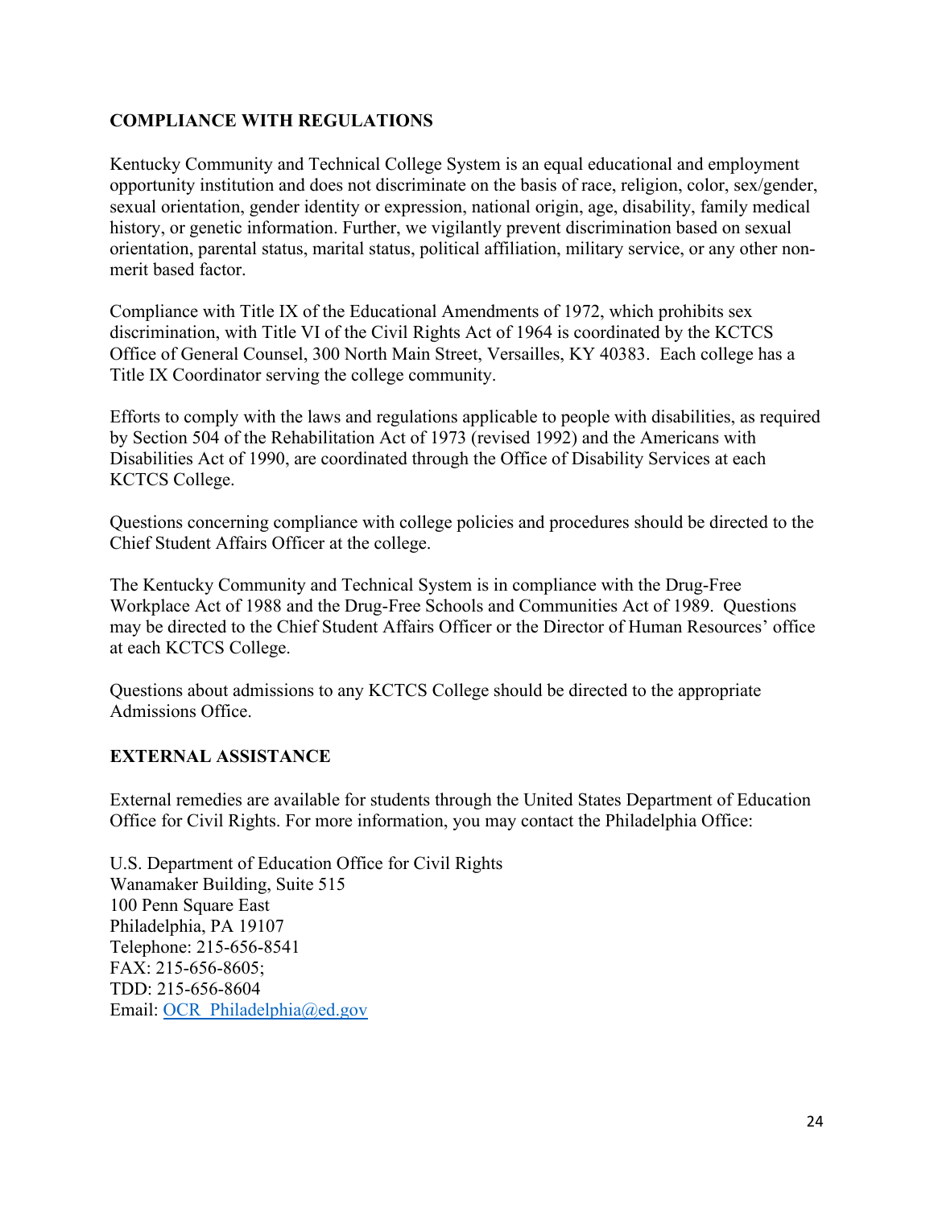## COMPLIANCE WITH REGULATIONS

Kentucky Community and Technical College System is an equal educational and employment opportunity institution and does not discriminate on the basis of race, religion, color, sex/gender, sexual orientation, gender identity or expression, national origin, age, disability, family medical history, or genetic information. Further, we vigilantly prevent discrimination based on sexual orientation, parental status, marital status, political affiliation, military service, or any other non-merit based factor.

Compliance with Title IX of the Educational Amendments of 1972, which prohibits sex discrimination, with Title VI of the Civil Rights Act of 1964 is coordinated by the KCTCS Office of General Counsel, 300 North Main Street, Versailles, KY 40383. Each college has a Title IX Coordinator serving the college community.

Efforts to comply with the laws and regulations applicable to people with disabilities, as required by Section 504 of the Rehabilitation Act of 1973 (revised 1992) and the Americans with Disabilities Act of 1990, are coordinated through the Office of Disability Services at each KCTCS College.

Questions concerning compliance with college policies and procedures should be directed to the Chief Student Affairs Officer at the college.

The Kentucky Community and Technical System is in compliance with the Drug-Free Workplace Act of 1988 and the Drug-Free Schools and Communities Act of 1989. Questions may be directed to the Chief Student Affairs Officer or the Director of Human Resources' office at each KCTCS College.

Questions about admissions to any KCTCS College should be directed to the appropriate Admissions Office.

## EXTERNAL ASSISTANCE

External remedies are available for students through the United States Department of Education Office for Civil Rights. For more information, you may contact the Philadelphia Office:

U.S. Department of Education Office for Civil Rights
Wanamaker Building, Suite 515
100 Penn Square East
Philadelphia, PA 19107
Telephone: 215-656-8541
FAX: 215-656-8605;
TDD: 215-656-8604
Email: OCR_Philadelphia@ed.gov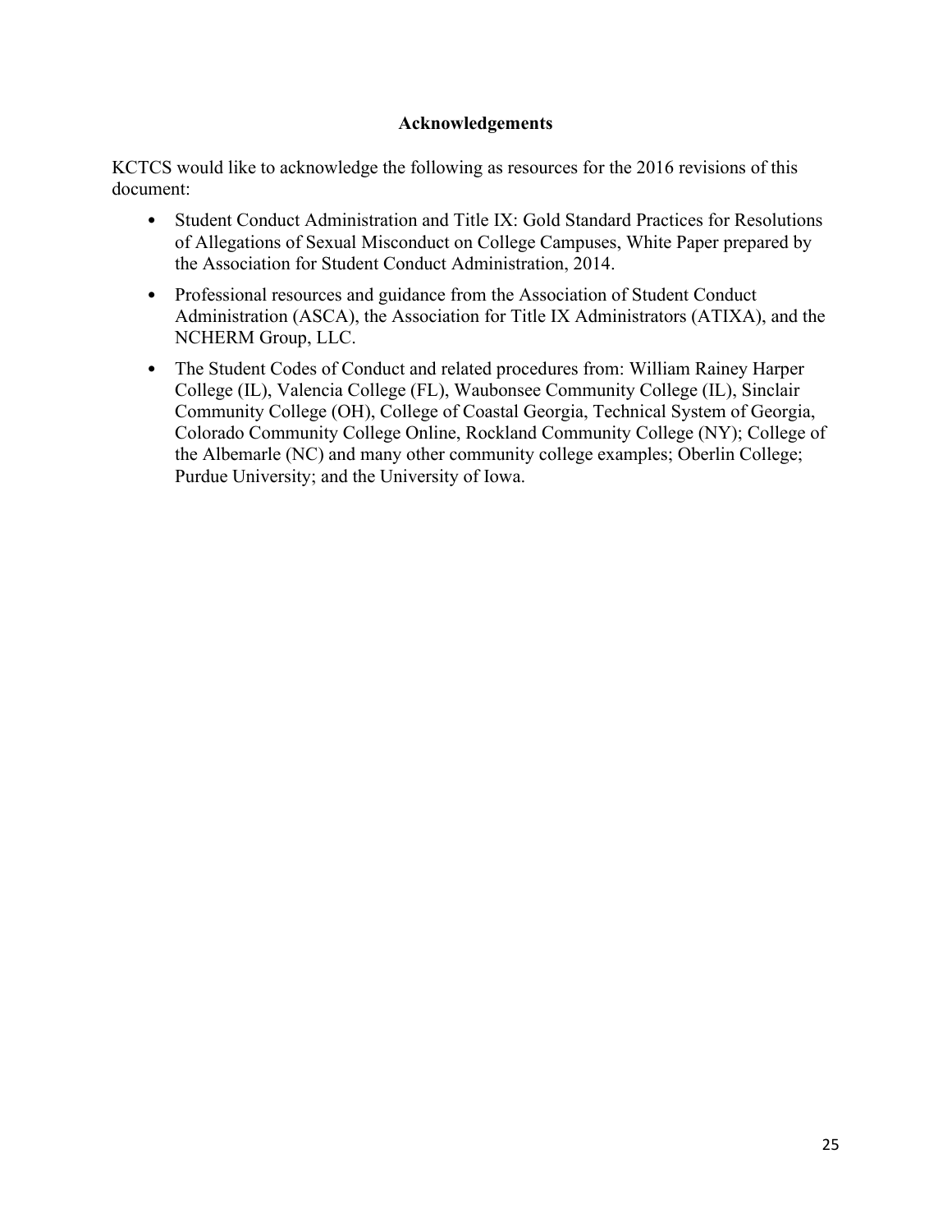## Acknowledgements

KCTCS would like to acknowledge the following as resources for the 2016 revisions of this document:

- Student Conduct Administration and Title IX: Gold Standard Practices for Resolutions of Allegations of Sexual Misconduct on College Campuses, White Paper prepared by the Association for Student Conduct Administration, 2014.
- Professional resources and guidance from the Association of Student Conduct Administration (ASCA), the Association for Title IX Administrators (ATIXA), and the NCHERM Group, LLC.
- The Student Codes of Conduct and related procedures from: William Rainey Harper College (IL), Valencia College (FL), Waubonsee Community College (IL), Sinclair Community College (OH), College of Coastal Georgia, Technical System of Georgia, Colorado Community College Online, Rockland Community College (NY); College of the Albemarle (NC) and many other community college examples; Oberlin College; Purdue University; and the University of Iowa.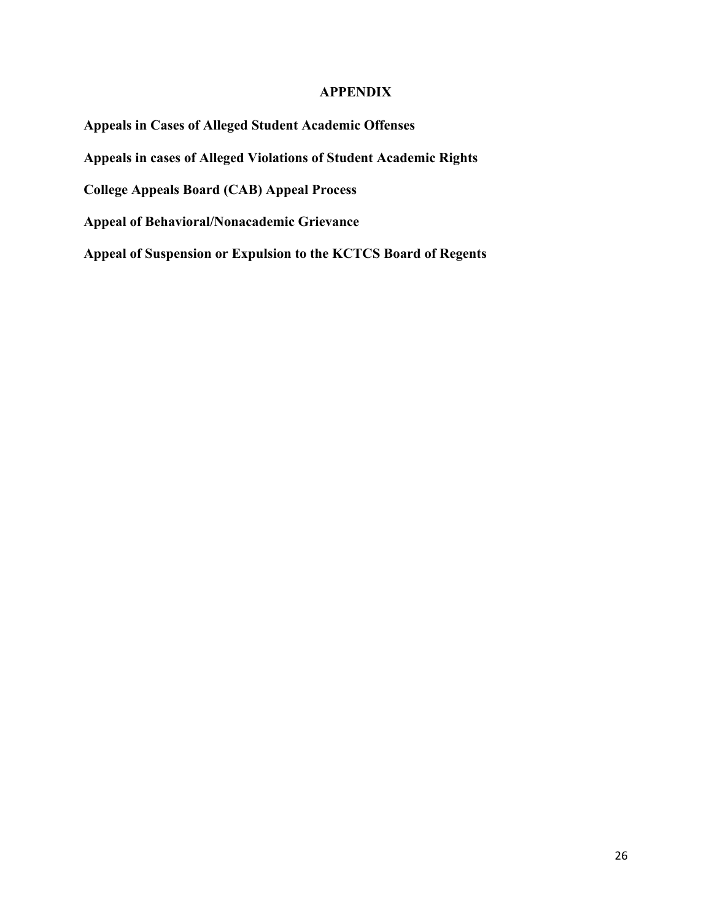# APPENDIX

**Appeals in Cases of Alleged Student Academic Offenses**

**Appeals in cases of Alleged Violations of Student Academic Rights**

**College Appeals Board (CAB) Appeal Process**

**Appeal of Behavioral/Nonacademic Grievance**

**Appeal of Suspension or Expulsion to the KCTCS Board of Regents**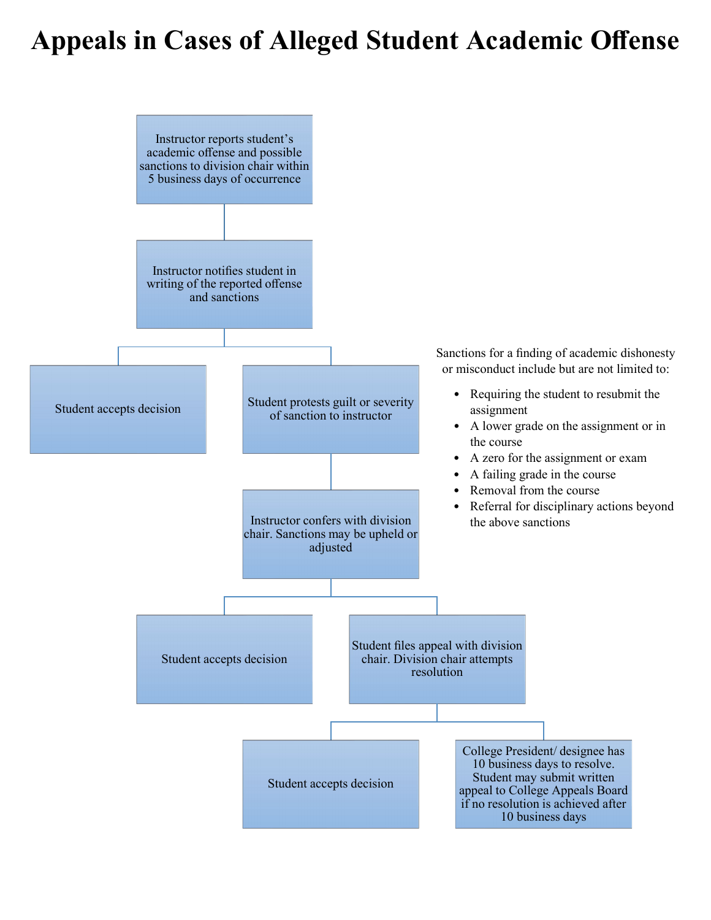# Appeals in Cases of Alleged Student Academic Offense

Instructor reports student's academic offense and possible sanctions to division chair within 5 business days of occurrence

Instructor notifies student in writing of the reported offense and sanctions

Student accepts decision

Student protests guilt or severity of sanction to instructor

Instructor confers with division chair. Sanctions may be upheld or adjusted

Student accepts decision

Student files appeal with division chair. Division chair attempts resolution

Student accepts decision

College President/ designee has 10 business days to resolve. Student may submit written appeal to College Appeals Board if no resolution is achieved after 10 business days

Sanctions for a finding of academic dishonesty or misconduct include but are not limited to:

- Requiring the student to resubmit the assignment
- A lower grade on the assignment or in the course
- A zero for the assignment or exam
- A failing grade in the course
- Removal from the course
- Referral for disciplinary actions beyond the above sanctions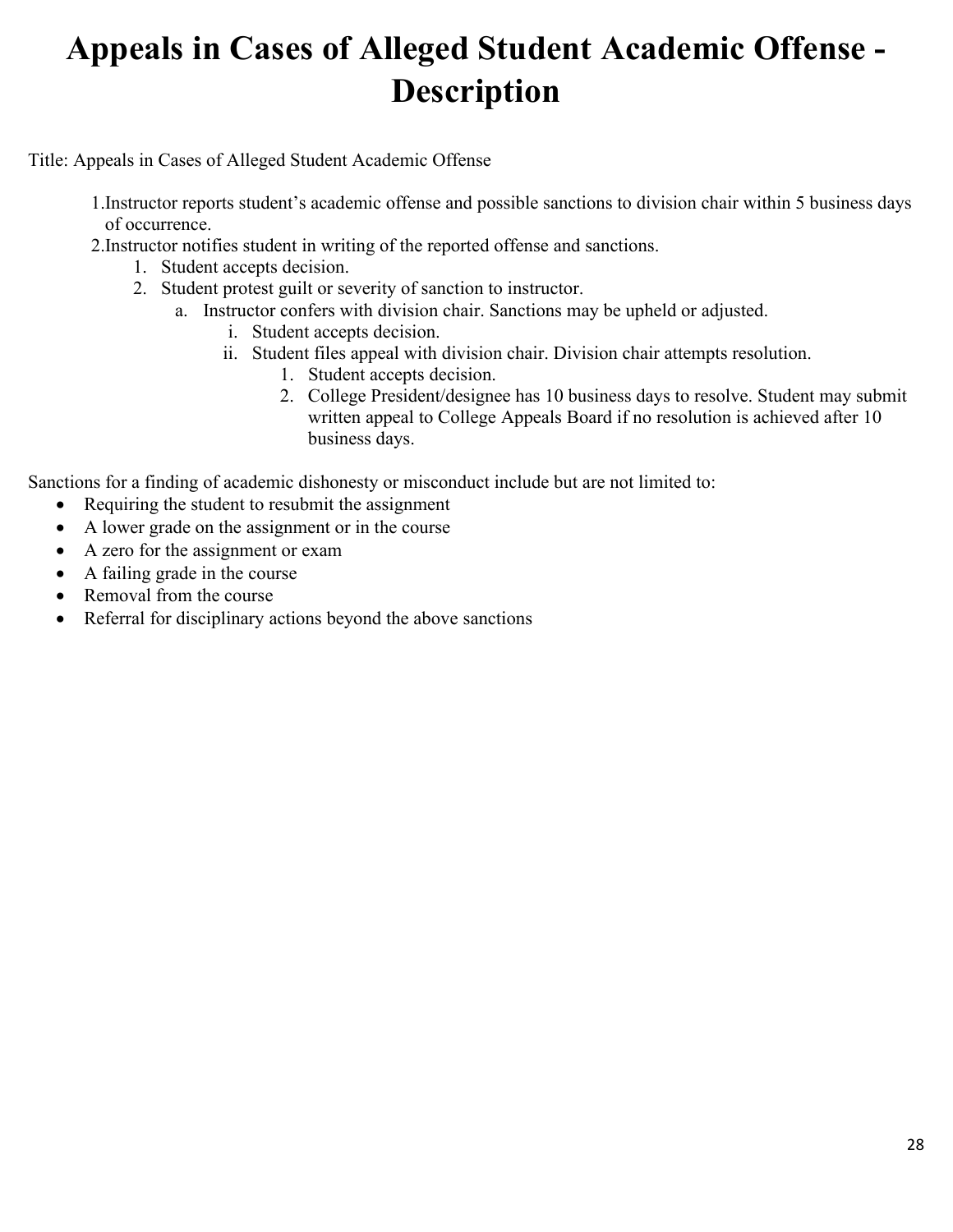# Appeals in Cases of Alleged Student Academic Offense - Description

Title: Appeals in Cases of Alleged Student Academic Offense

1. Instructor reports student's academic offense and possible sanctions to division chair within 5 business days of occurrence.
2. Instructor notifies student in writing of the reported offense and sanctions.
    1. Student accepts decision.
    2. Student protest guilt or severity of sanction to instructor.
        a. Instructor confers with division chair. Sanctions may be upheld or adjusted.
            i. Student accepts decision.
            ii. Student files appeal with division chair. Division chair attempts resolution.
                1. Student accepts decision.
                2. College President/designee has 10 business days to resolve. Student may submit written appeal to College Appeals Board if no resolution is achieved after 10 business days.

Sanctions for a finding of academic dishonesty or misconduct include but are not limited to:

- Requiring the student to resubmit the assignment
- A lower grade on the assignment or in the course
- A zero for the assignment or exam
- A failing grade in the course
- Removal from the course
- Referral for disciplinary actions beyond the above sanctions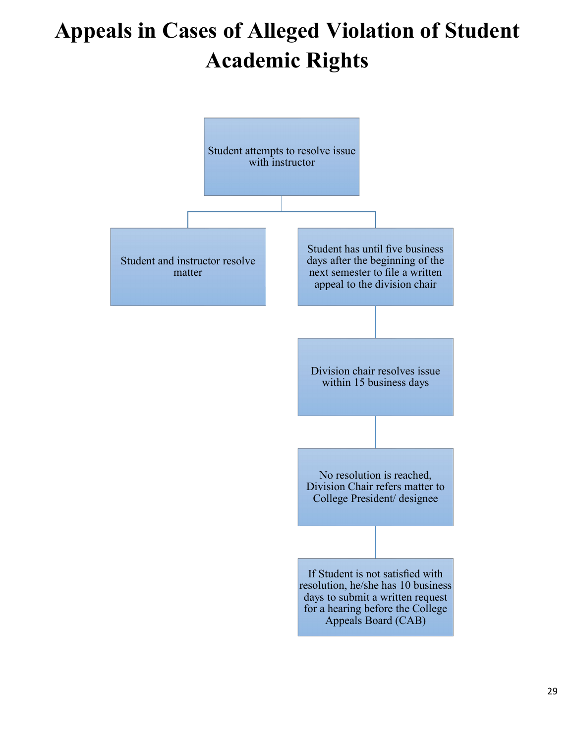# Appeals in Cases of Alleged Violation of Student Academic Rights

Student attempts to resolve issue with instructor

Student and instructor resolve matter

Student has until five business days after the beginning of the next semester to file a written appeal to the division chair

Division chair resolves issue within 15 business days

No resolution is reached, Division Chair refers matter to College President/ designee

If Student is not satisfied with resolution, he/she has 10 business days to submit a written request for a hearing before the College Appeals Board (CAB)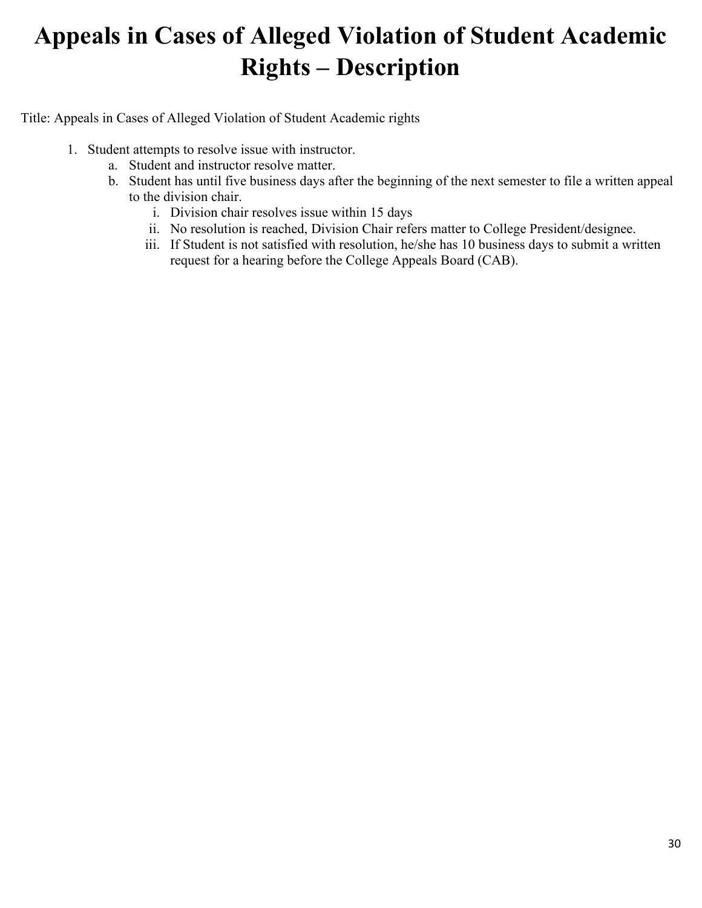# Appeals in Cases of Alleged Violation of Student Academic Rights – Description

Title: Appeals in Cases of Alleged Violation of Student Academic rights

1. Student attempts to resolve issue with instructor.
   a. Student and instructor resolve matter.
   b. Student has until five business days after the beginning of the next semester to file a written appeal to the division chair.
      i. Division chair resolves issue within 15 days
      ii. No resolution is reached, Division Chair refers matter to College President/designee.
      iii. If Student is not satisfied with resolution, he/she has 10 business days to submit a written request for a hearing before the College Appeals Board (CAB).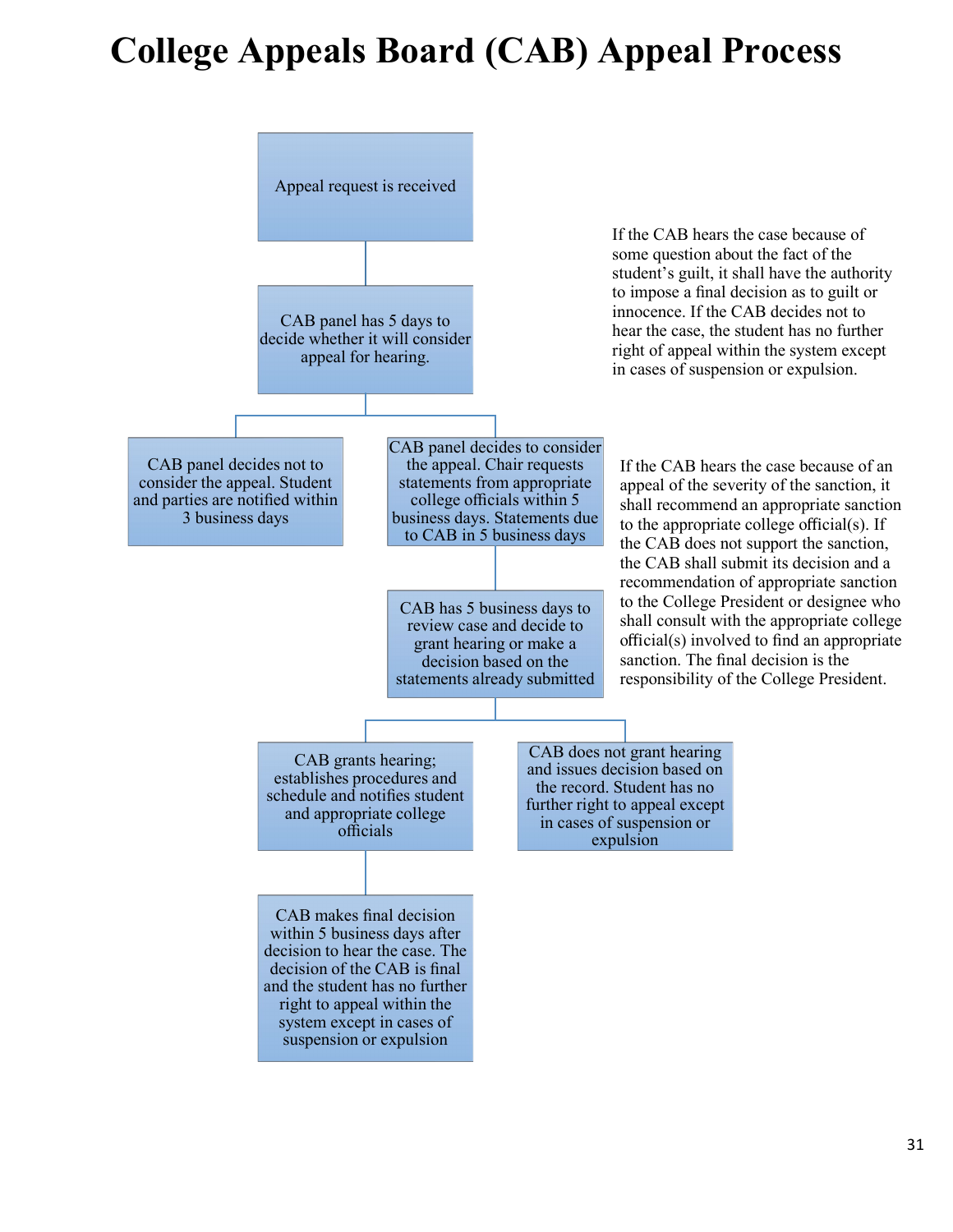# College Appeals Board (CAB) Appeal Process

Appeal request is received

CAB panel has 5 days to decide whether it will consider appeal for hearing.

CAB panel decides not to consider the appeal. Student and parties are notified within 3 business days

CAB panel decides to consider the appeal. Chair requests statements from appropriate college officials within 5 business days. Statements due to CAB in 5 business days

CAB has 5 business days to review case and decide to grant hearing or make a decision based on the statements already submitted

CAB grants hearing; establishes procedures and schedule and notifies student and appropriate college officials

CAB does not grant hearing and issues decision based on the record. Student has no further right to appeal except in cases of suspension or expulsion

CAB makes final decision within 5 business days after decision to hear the case. The decision of the CAB is final and the student has no further right to appeal within the system except in cases of suspension or expulsion

If the CAB hears the case because of some question about the fact of the student's guilt, it shall have the authority to impose a final decision as to guilt or innocence. If the CAB decides not to hear the case, the student has no further right of appeal within the system except in cases of suspension or expulsion.

If the CAB hears the case because of an appeal of the severity of the sanction, it shall recommend an appropriate sanction to the appropriate college official(s). If the CAB does not support the sanction, the CAB shall submit its decision and a recommendation of appropriate sanction to the College President or designee who shall consult with the appropriate college official(s) involved to find an appropriate sanction. The final decision is the responsibility of the College President.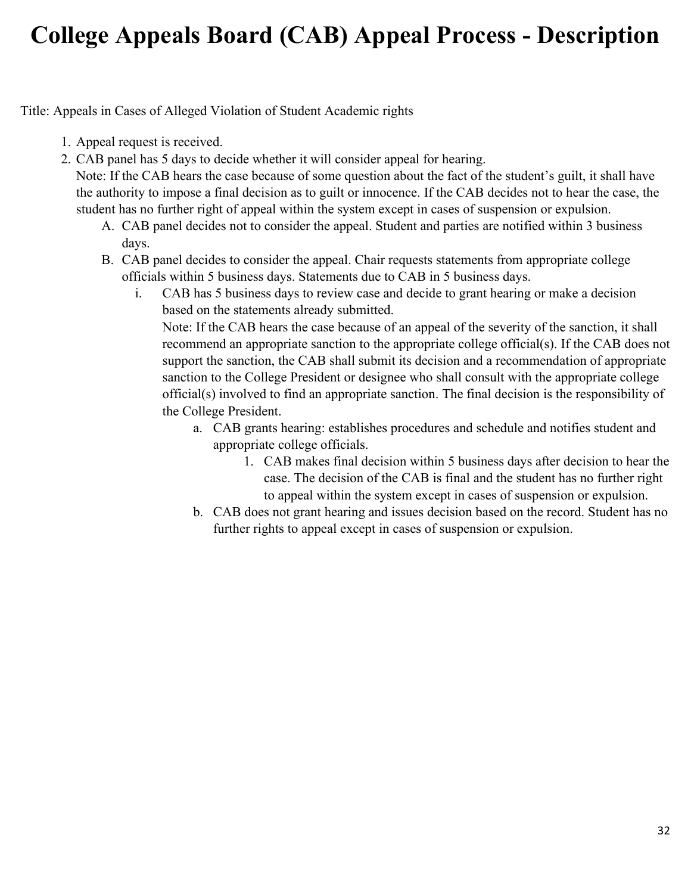# College Appeals Board (CAB) Appeal Process - Description

Title: Appeals in Cases of Alleged Violation of Student Academic rights

1. Appeal request is received.
2. CAB panel has 5 days to decide whether it will consider appeal for hearing.
   Note: If the CAB hears the case because of some question about the fact of the student's guilt, it shall have the authority to impose a final decision as to guilt or innocence. If the CAB decides not to hear the case, the student has no further right of appeal within the system except in cases of suspension or expulsion.
   A. CAB panel decides not to consider the appeal. Student and parties are notified within 3 business days.
   B. CAB panel decides to consider the appeal. Chair requests statements from appropriate college officials within 5 business days. Statements due to CAB in 5 business days.
      i. CAB has 5 business days to review case and decide to grant hearing or make a decision based on the statements already submitted.
         Note: If the CAB hears the case because of an appeal of the severity of the sanction, it shall recommend an appropriate sanction to the appropriate college official(s). If the CAB does not support the sanction, the CAB shall submit its decision and a recommendation of appropriate sanction to the College President or designee who shall consult with the appropriate college official(s) involved to find an appropriate sanction. The final decision is the responsibility of the College President.
         a. CAB grants hearing: establishes procedures and schedule and notifies student and appropriate college officials.
            1. CAB makes final decision within 5 business days after decision to hear the case. The decision of the CAB is final and the student has no further right to appeal within the system except in cases of suspension or expulsion.
         b. CAB does not grant hearing and issues decision based on the record. Student has no further rights to appeal except in cases of suspension or expulsion.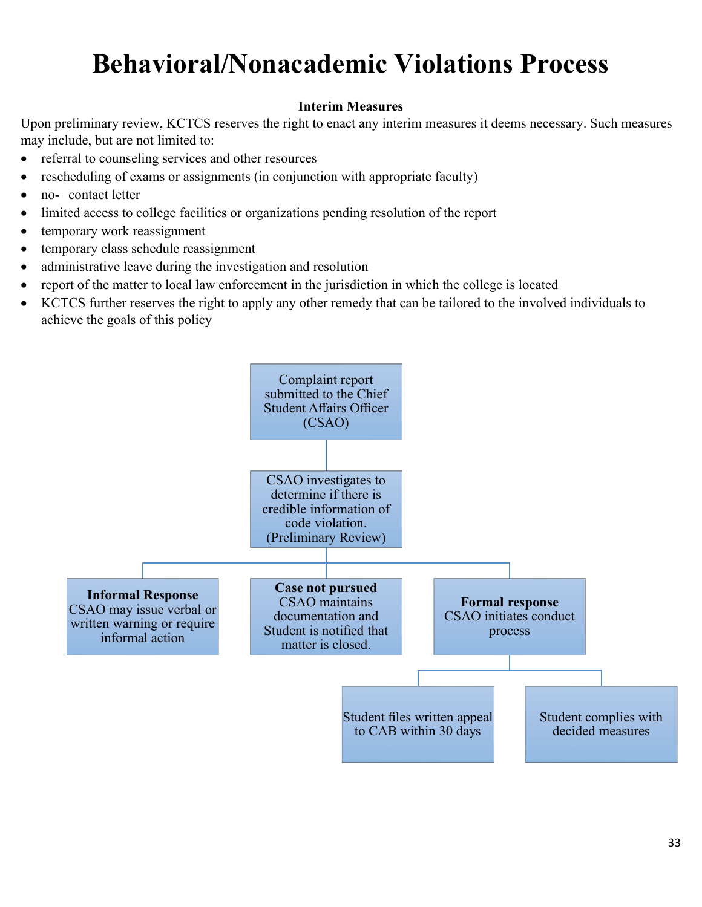# Behavioral/Nonacademic Violations Process

**Interim Measures**

Upon preliminary review, KCTCS reserves the right to enact any interim measures it deems necessary. Such measures may include, but are not limited to:

- referral to counseling services and other resources
- rescheduling of exams or assignments (in conjunction with appropriate faculty)
- no- contact letter
- limited access to college facilities or organizations pending resolution of the report
- temporary work reassignment
- temporary class schedule reassignment
- administrative leave during the investigation and resolution
- report of the matter to local law enforcement in the jurisdiction in which the college is located
- KCTCS further reserves the right to apply any other remedy that can be tailored to the involved individuals to achieve the goals of this policy

Complaint report submitted to the Chief Student Affairs Officer (CSAO)

CSAO investigates to determine if there is credible information of code violation. (Preliminary Review)

**Informal Response**
CSAO may issue verbal or written warning or require informal action

**Case not pursued**
CSAO maintains documentation and Student is notified that matter is closed.

**Formal response**
CSAO initiates conduct process

Student files written appeal to CAB within 30 days

Student complies with decided measures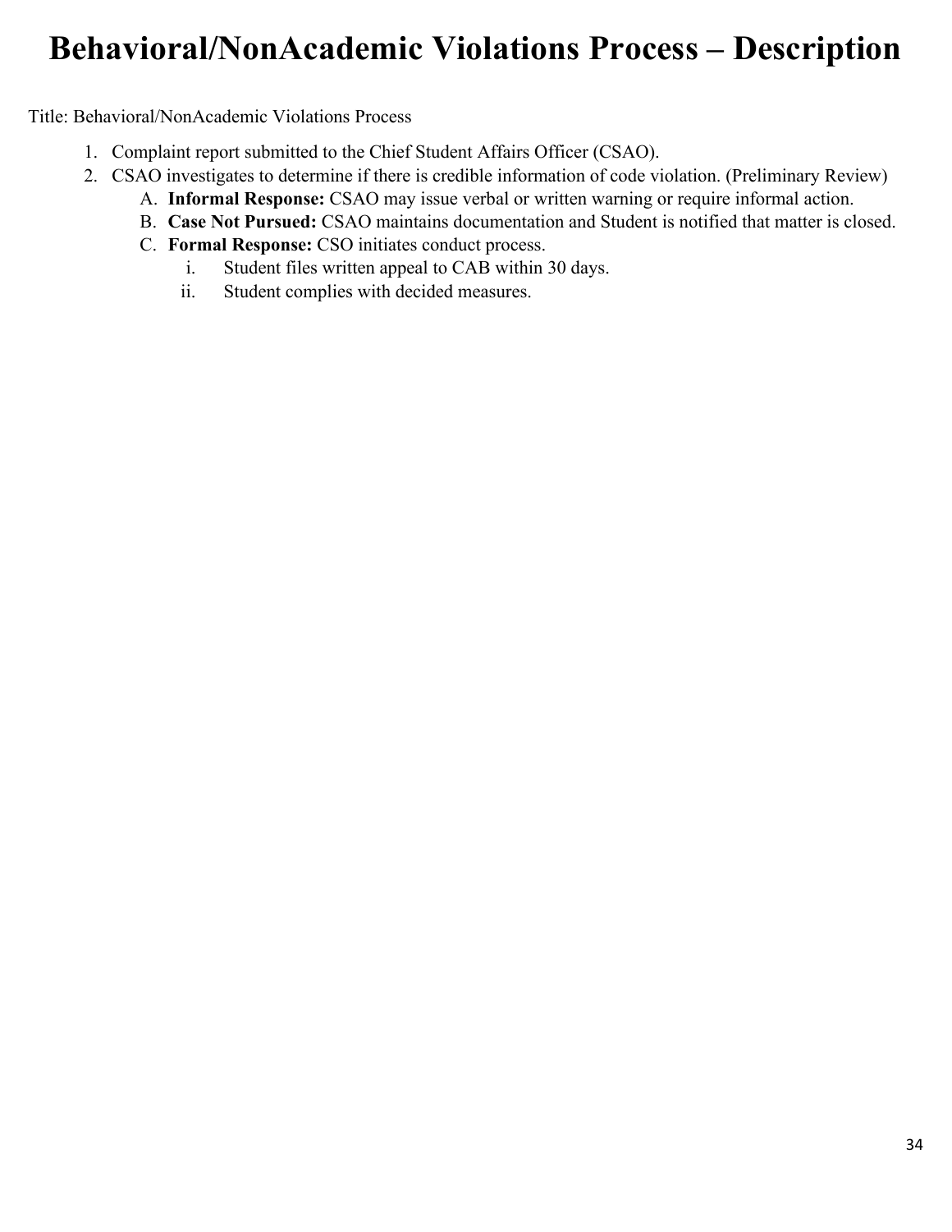# Behavioral/NonAcademic Violations Process – Description

Title: Behavioral/NonAcademic Violations Process

1. Complaint report submitted to the Chief Student Affairs Officer (CSAO).
2. CSAO investigates to determine if there is credible information of code violation. (Preliminary Review)
   - A. **Informal Response:** CSAO may issue verbal or written warning or require informal action.
   - B. **Case Not Pursued:** CSAO maintains documentation and Student is notified that matter is closed.
   - C. **Formal Response:** CSO initiates conduct process.
     - i. Student files written appeal to CAB within 30 days.
     - ii. Student complies with decided measures.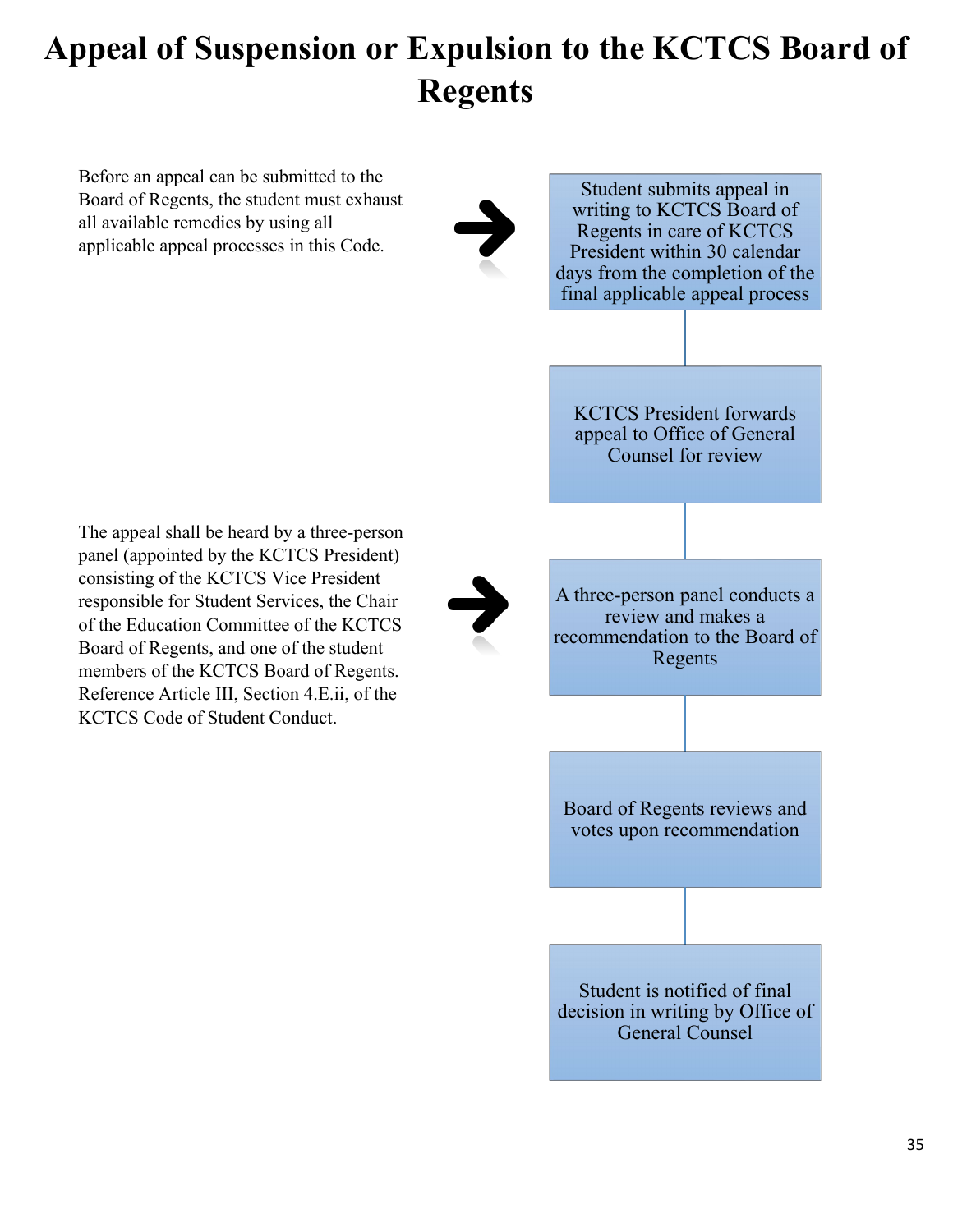# Appeal of Suspension or Expulsion to the KCTCS Board of Regents

Before an appeal can be submitted to the Board of Regents, the student must exhaust all available remedies by using all applicable appeal processes in this Code.

Student submits appeal in writing to KCTCS Board of Regents in care of KCTCS President within 30 calendar days from the completion of the final applicable appeal process

KCTCS President forwards appeal to Office of General Counsel for review

The appeal shall be heard by a three-person panel (appointed by the KCTCS President) consisting of the KCTCS Vice President responsible for Student Services, the Chair of the Education Committee of the KCTCS Board of Regents, and one of the student members of the KCTCS Board of Regents. Reference Article III, Section 4.E.ii, of the KCTCS Code of Student Conduct.

A three-person panel conducts a review and makes a recommendation to the Board of Regents

Board of Regents reviews and votes upon recommendation

Student is notified of final decision in writing by Office of General Counsel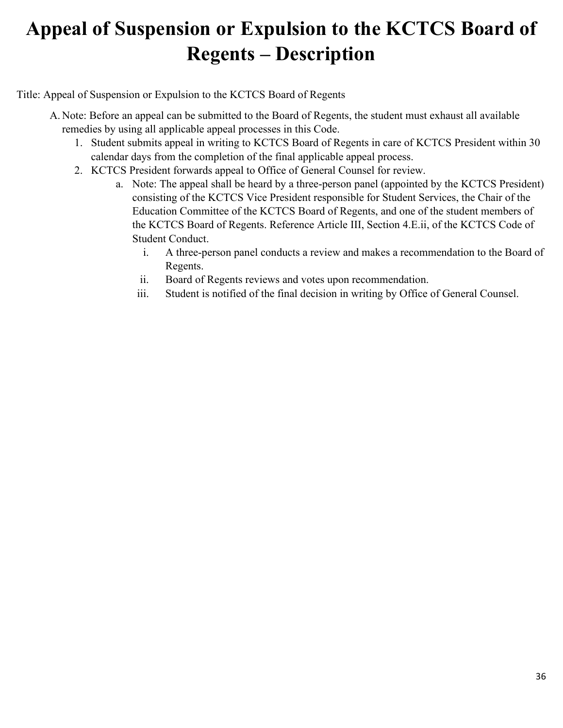# Appeal of Suspension or Expulsion to the KCTCS Board of Regents – Description

Title: Appeal of Suspension or Expulsion to the KCTCS Board of Regents

A. Note: Before an appeal can be submitted to the Board of Regents, the student must exhaust all available remedies by using all applicable appeal processes in this Code.
   1. Student submits appeal in writing to KCTCS Board of Regents in care of KCTCS President within 30 calendar days from the completion of the final applicable appeal process.
   2. KCTCS President forwards appeal to Office of General Counsel for review.
      a. Note: The appeal shall be heard by a three-person panel (appointed by the KCTCS President) consisting of the KCTCS Vice President responsible for Student Services, the Chair of the Education Committee of the KCTCS Board of Regents, and one of the student members of the KCTCS Board of Regents. Reference Article III, Section 4.E.ii, of the KCTCS Code of Student Conduct.
         i. A three-person panel conducts a review and makes a recommendation to the Board of Regents.
         ii. Board of Regents reviews and votes upon recommendation.
         iii. Student is notified of the final decision in writing by Office of General Counsel.